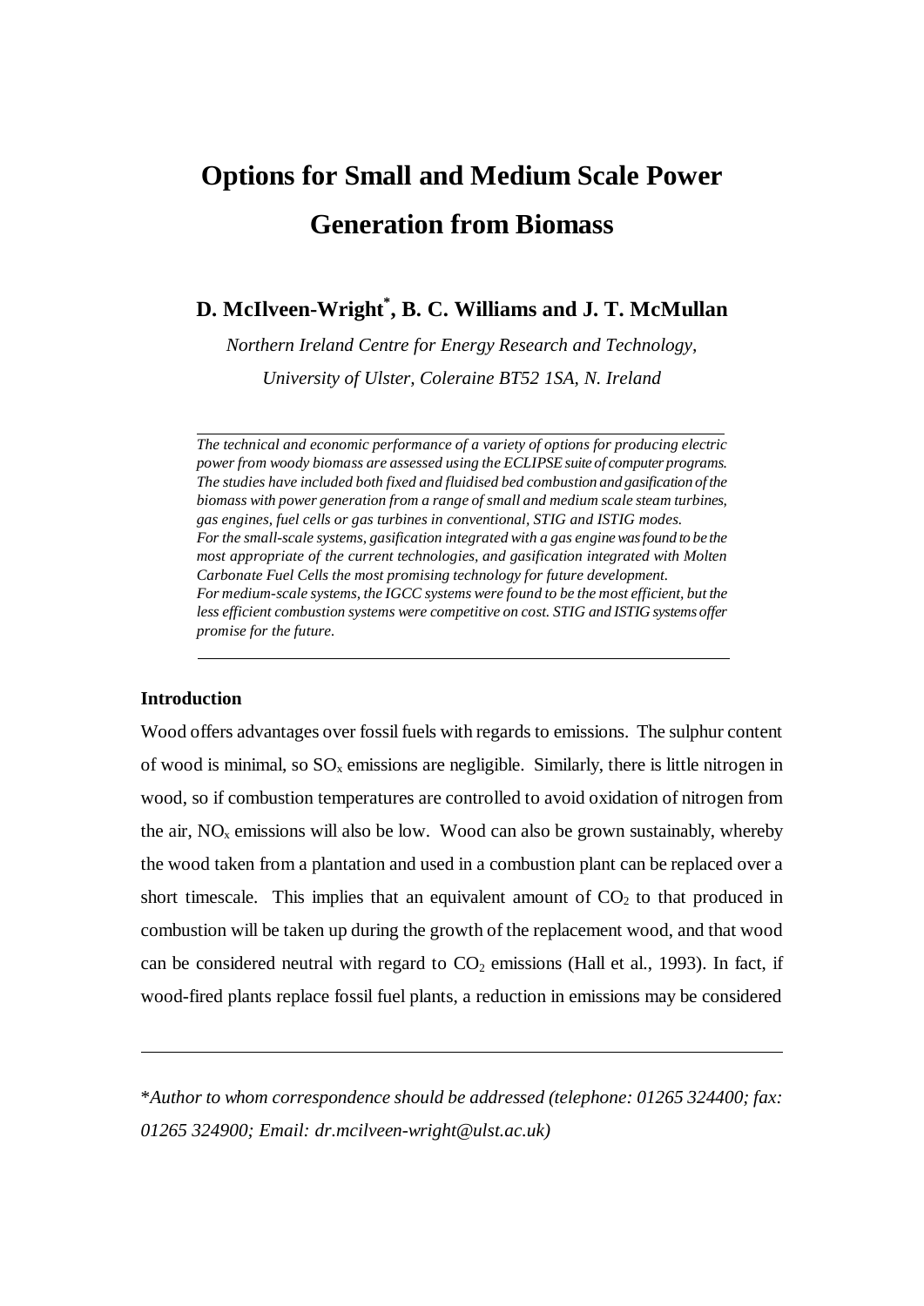# Options for Small and Medium Scale Power Generation from Biomass

**D. McIlveen-Wright[*], B. C. Williams and J. T. McMullan**

*Northern Ireland Centre for Energy Research and Technology, University of Ulster, Coleraine BT52 1SA, N. Ireland*

---

*The technical and economic performance of a variety of options for producing electric power from woody biomass are assessed using the ECLIPSE suite of computer programs. The studies have included both fixed and fluidised bed combustion and gasification of the biomass with power generation from a range of small and medium scale steam turbines, gas engines, fuel cells or gas turbines in conventional, STIG and ISTIG modes.*
*For the small-scale systems, gasification integrated with a gas engine was found to be the most appropriate of the current technologies, and gasification integrated with Molten Carbonate Fuel Cells the most promising technology for future development.*
*For medium-scale systems, the IGCC systems were found to be the most efficient, but the less efficient combustion systems were competitive on cost. STIG and ISTIG systems offer promise for the future.*

---

**Introduction**

Wood offers advantages over fossil fuels with regards to emissions. The sulphur content of wood is minimal, so $SO_x$ emissions are negligible. Similarly, there is little nitrogen in wood, so if combustion temperatures are controlled to avoid oxidation of nitrogen from the air, $NO_x$ emissions will also be low. Wood can also be grown sustainably, whereby the wood taken from a plantation and used in a combustion plant can be replaced over a short timescale. This implies that an equivalent amount of $CO_2$ to that produced in combustion will be taken up during the growth of the replacement wood, and that wood can be considered neutral with regard to $CO_2$ emissions (Hall et al., 1993). In fact, if wood-fired plants replace fossil fuel plants, a reduction in emissions may be considered

---

*Author to whom correspondence should be addressed (telephone: 01265 324400; fax: 01265 324900; Email: dr.mcilveen-wright@ulst.ac.uk)*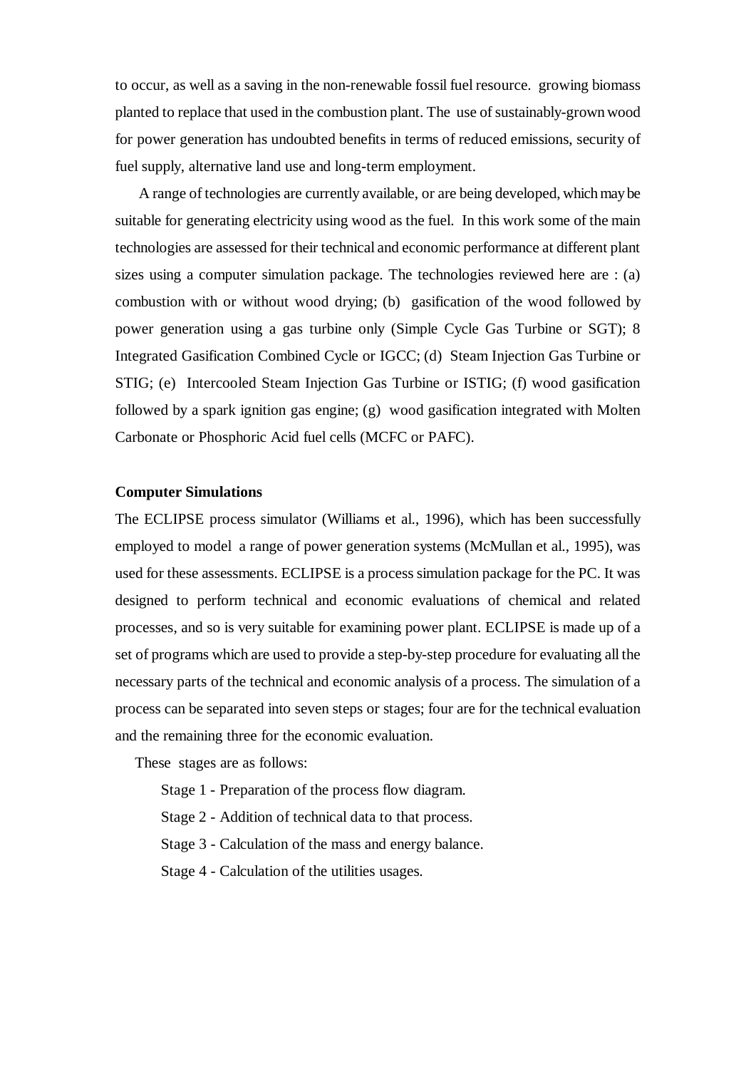to occur, as well as a saving in the non-renewable fossil fuel resource. growing biomass planted to replace that used in the combustion plant. The use of sustainably-grown wood for power generation has undoubted benefits in terms of reduced emissions, security of fuel supply, alternative land use and long-term employment.

A range of technologies are currently available, or are being developed, which may be suitable for generating electricity using wood as the fuel. In this work some of the main technologies are assessed for their technical and economic performance at different plant sizes using a computer simulation package. The technologies reviewed here are : (a) combustion with or without wood drying; (b) gasification of the wood followed by power generation using a gas turbine only (Simple Cycle Gas Turbine or SGT); 8 Integrated Gasification Combined Cycle or IGCC; (d) Steam Injection Gas Turbine or STIG; (e) Intercooled Steam Injection Gas Turbine or ISTIG; (f) wood gasification followed by a spark ignition gas engine; (g) wood gasification integrated with Molten Carbonate or Phosphoric Acid fuel cells (MCFC or PAFC).

**Computer Simulations**

The ECLIPSE process simulator (Williams et al., 1996), which has been successfully employed to model a range of power generation systems (McMullan et al., 1995), was used for these assessments. ECLIPSE is a process simulation package for the PC. It was designed to perform technical and economic evaluations of chemical and related processes, and so is very suitable for examining power plant. ECLIPSE is made up of a set of programs which are used to provide a step-by-step procedure for evaluating all the necessary parts of the technical and economic analysis of a process. The simulation of a process can be separated into seven steps or stages; four are for the technical evaluation and the remaining three for the economic evaluation.

These stages are as follows:

Stage 1 - Preparation of the process flow diagram.

Stage 2 - Addition of technical data to that process.

Stage 3 - Calculation of the mass and energy balance.

Stage 4 - Calculation of the utilities usages.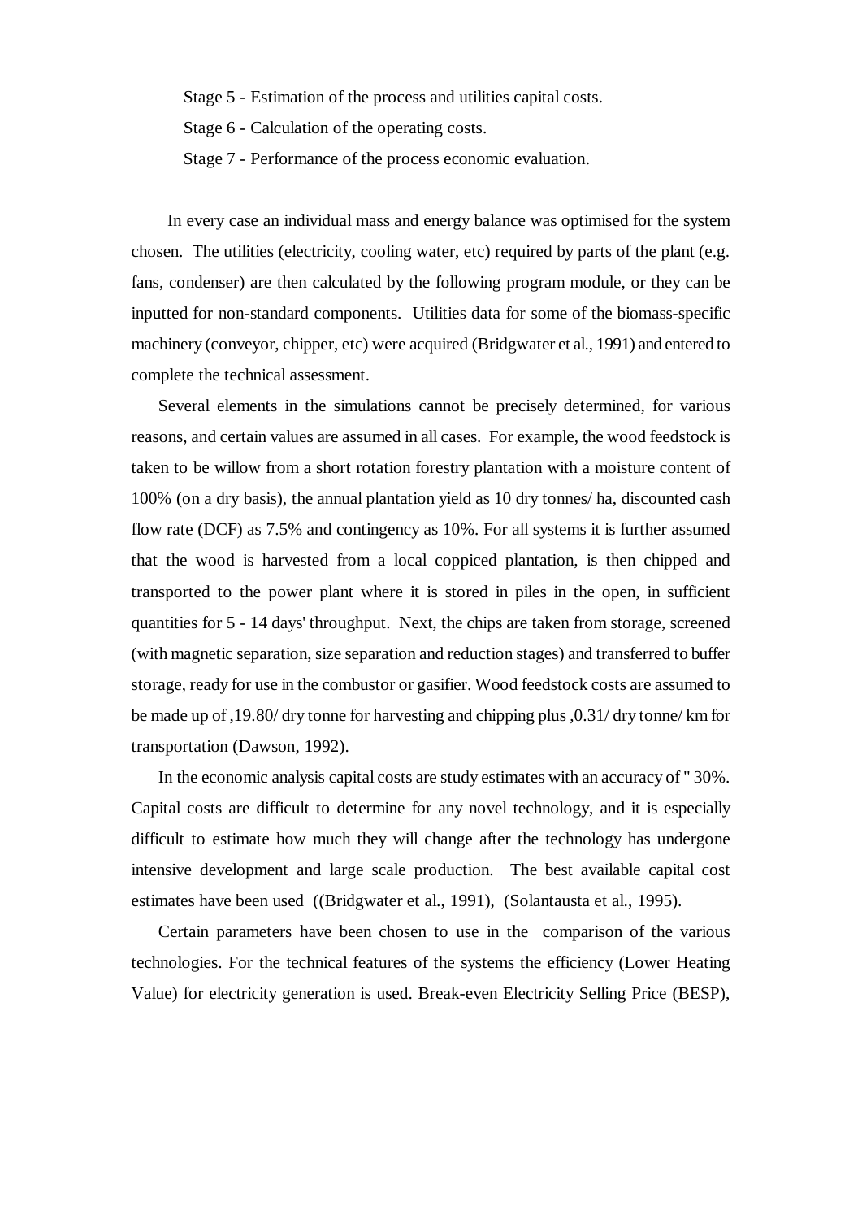Stage 5 - Estimation of the process and utilities capital costs.

Stage 6 - Calculation of the operating costs.

Stage 7 - Performance of the process economic evaluation.

In every case an individual mass and energy balance was optimised for the system chosen. The utilities (electricity, cooling water, etc) required by parts of the plant (e.g. fans, condenser) are then calculated by the following program module, or they can be inputted for non-standard components. Utilities data for some of the biomass-specific machinery (conveyor, chipper, etc) were acquired (Bridgwater et al., 1991) and entered to complete the technical assessment.

Several elements in the simulations cannot be precisely determined, for various reasons, and certain values are assumed in all cases. For example, the wood feedstock is taken to be willow from a short rotation forestry plantation with a moisture content of 100% (on a dry basis), the annual plantation yield as 10 dry tonnes/ ha, discounted cash flow rate (DCF) as 7.5% and contingency as 10%. For all systems it is further assumed that the wood is harvested from a local coppiced plantation, is then chipped and transported to the power plant where it is stored in piles in the open, in sufficient quantities for 5 - 14 days' throughput. Next, the chips are taken from storage, screened (with magnetic separation, size separation and reduction stages) and transferred to buffer storage, ready for use in the combustor or gasifier. Wood feedstock costs are assumed to be made up of ,19.80/ dry tonne for harvesting and chipping plus ,0.31/ dry tonne/ km for transportation (Dawson, 1992).

In the economic analysis capital costs are study estimates with an accuracy of " 30%. Capital costs are difficult to determine for any novel technology, and it is especially difficult to estimate how much they will change after the technology has undergone intensive development and large scale production. The best available capital cost estimates have been used ((Bridgwater et al., 1991), (Solantausta et al., 1995).

Certain parameters have been chosen to use in the comparison of the various technologies. For the technical features of the systems the efficiency (Lower Heating Value) for electricity generation is used. Break-even Electricity Selling Price (BESP),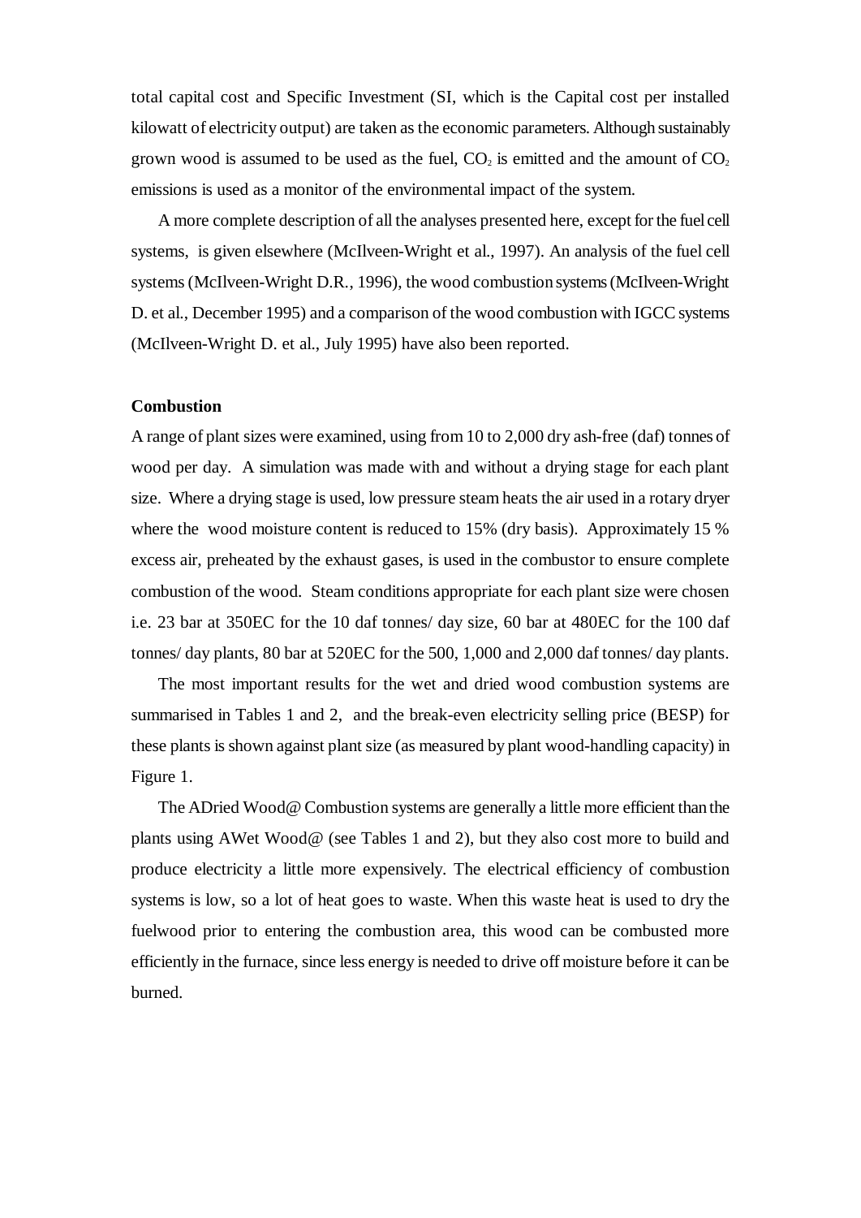total capital cost and Specific Investment (SI, which is the Capital cost per installed kilowatt of electricity output) are taken as the economic parameters. Although sustainably grown wood is assumed to be used as the fuel, $CO_2$ is emitted and the amount of $CO_2$ emissions is used as a monitor of the environmental impact of the system.

A more complete description of all the analyses presented here, except for the fuel cell systems, is given elsewhere (McIlveen-Wright et al., 1997). An analysis of the fuel cell systems (McIlveen-Wright D.R., 1996), the wood combustion systems (McIlveen-Wright D. et al., December 1995) and a comparison of the wood combustion with IGCC systems (McIlveen-Wright D. et al., July 1995) have also been reported.

**Combustion**

A range of plant sizes were examined, using from 10 to 2,000 dry ash-free (daf) tonnes of wood per day. A simulation was made with and without a drying stage for each plant size. Where a drying stage is used, low pressure steam heats the air used in a rotary dryer where the wood moisture content is reduced to 15% (dry basis). Approximately 15 % excess air, preheated by the exhaust gases, is used in the combustor to ensure complete combustion of the wood. Steam conditions appropriate for each plant size were chosen i.e. 23 bar at 350EC for the 10 daf tonnes/ day size, 60 bar at 480EC for the 100 daf tonnes/ day plants, 80 bar at 520EC for the 500, 1,000 and 2,000 daf tonnes/ day plants.

The most important results for the wet and dried wood combustion systems are summarised in Tables 1 and 2, and the break-even electricity selling price (BESP) for these plants is shown against plant size (as measured by plant wood-handling capacity) in Figure 1.

The ADried Wood@ Combustion systems are generally a little more efficient than the plants using AWet Wood@ (see Tables 1 and 2), but they also cost more to build and produce electricity a little more expensively. The electrical efficiency of combustion systems is low, so a lot of heat goes to waste. When this waste heat is used to dry the fuelwood prior to entering the combustion area, this wood can be combusted more efficiently in the furnace, since less energy is needed to drive off moisture before it can be burned.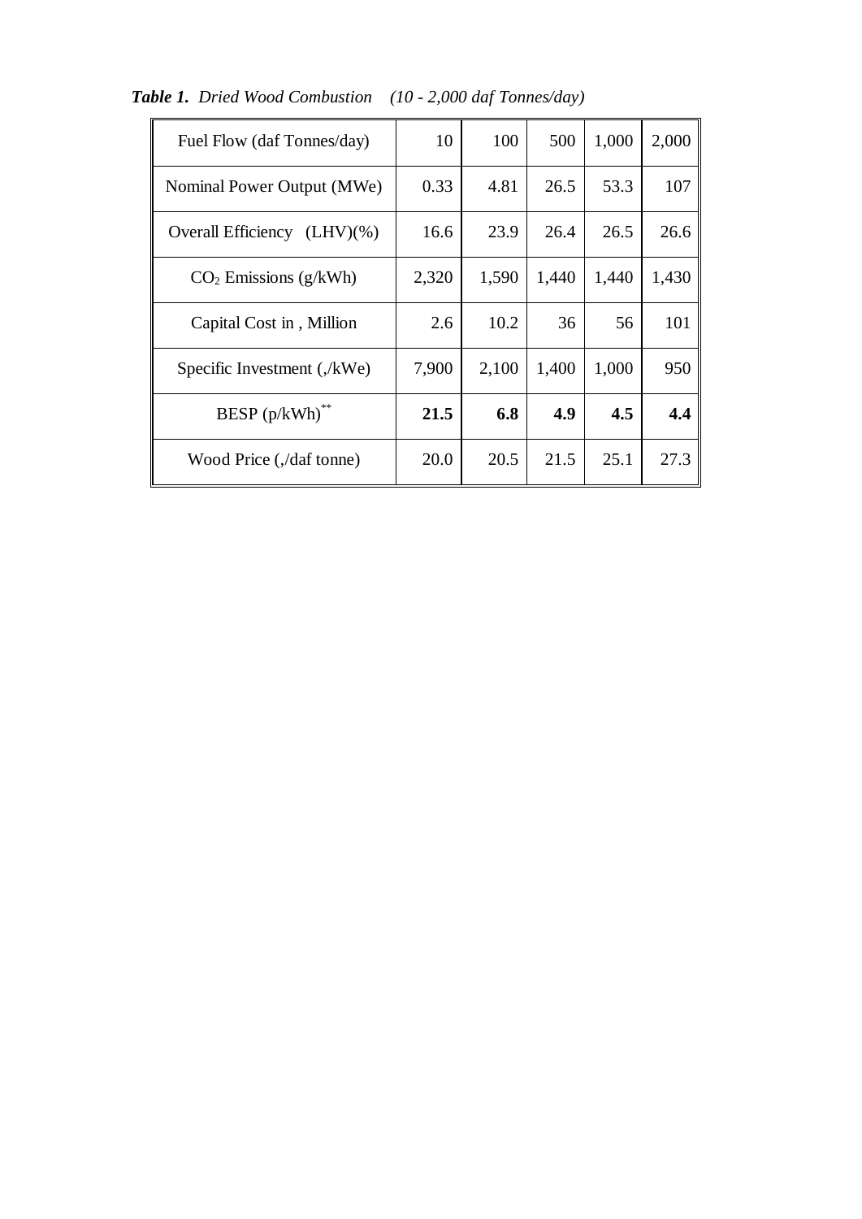***Table 1.** Dried Wood Combustion (10 - 2,000 daf Tonnes/day)*

| Fuel Flow (daf Tonnes/day) | 10 | 100 | 500 | 1,000 | 2,000 |
|---|---|---|---|---|---|
| Nominal Power Output (MWe) | 0.33 | 4.81 | 26.5 | 53.3 | 107 |
| Overall Efficiency (LHV)(%) | 16.6 | 23.9 | 26.4 | 26.5 | 26.6 |
| $CO_2$ Emissions (g/kWh) | 2,320 | 1,590 | 1,440 | 1,440 | 1,430 |
| Capital Cost in , Million | 2.6 | 10.2 | 36 | 56 | 101 |
| Specific Investment (,/kWe) | 7,900 | 2,100 | 1,400 | 1,000 | 950 |
| BESP (p/kWh)** | **21.5** | **6.8** | **4.9** | **4.5** | **4.4** |
| Wood Price (,/daf tonne) | 20.0 | 20.5 | 21.5 | 25.1 | 27.3 |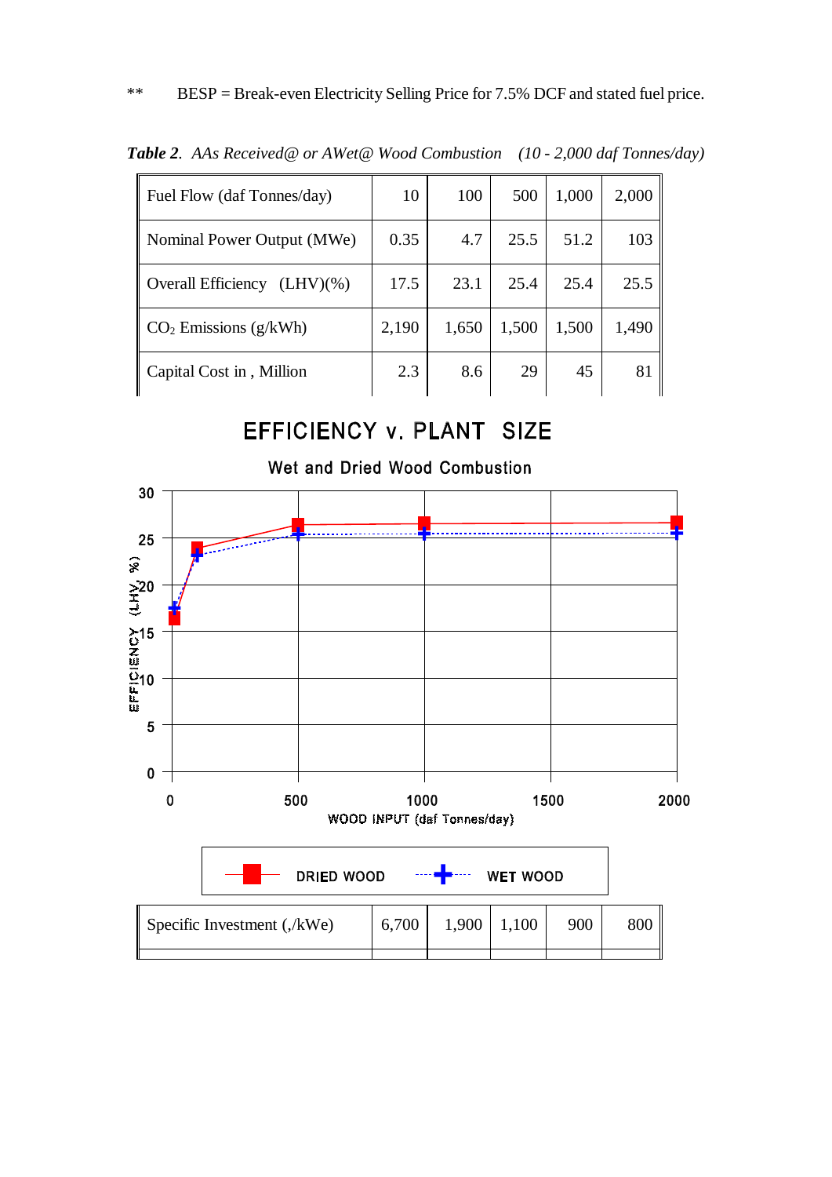** BESP = Break-even Electricity Selling Price for 7.5% DCF and stated fuel price.

***Table 2**. AAs Received@ or AWet@ Wood Combustion (10 - 2,000 daf Tonnes/day)*

| Fuel Flow (daf Tonnes/day) | 10 | 100 | 500 | 1,000 | 2,000 |
|---|---|---|---|---|---|
| Nominal Power Output (MWe) | 0.35 | 4.7 | 25.5 | 51.2 | 103 |
| Overall Efficiency (LHV)(%) | 17.5 | 23.1 | 25.4 | 25.4 | 25.5 |
| $CO_2$ Emissions (g/kWh) | 2,190 | 1,650 | 1,500 | 1,500 | 1,490 |
| Capital Cost in , Million | 2.3 | 8.6 | 29 | 45 | 81 |
| Specific Investment (,/kWe) | 6,700 | 1,900 | 1,100 | 900 | 800 |

EFFICIENCY v. PLANT SIZE

Wet and Dried Wood Combustion

EFFICIENCY (LHV, %)

WOOD INPUT (daf Tonnes/day)

DRIED WOOD WET WOOD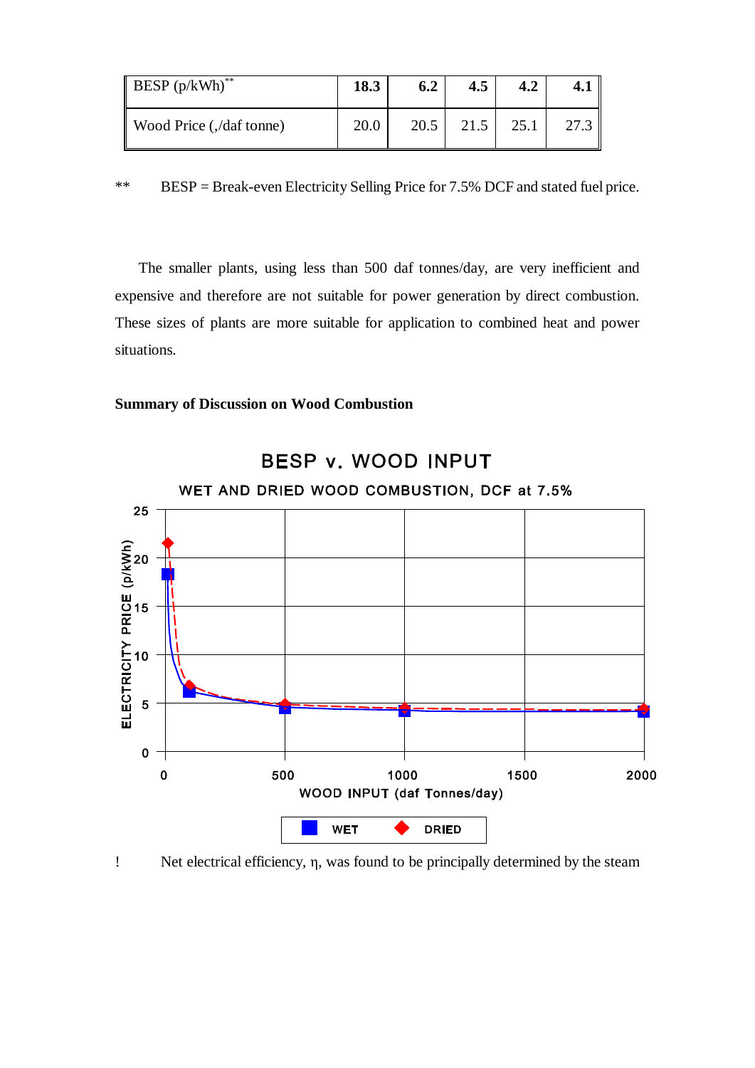| BESP (p/kWh)** | **18.3** | **6.2** | **4.5** | **4.2** | **4.1** |
|---|---|---|---|---|---|
| Wood Price (,/daf tonne) | 20.0 | 20.5 | 21.5 | 25.1 | 27.3 |

** BESP = Break-even Electricity Selling Price for 7.5% DCF and stated fuel price.

The smaller plants, using less than 500 daf tonnes/day, are very inefficient and expensive and therefore are not suitable for power generation by direct combustion. These sizes of plants are more suitable for application to combined heat and power situations.

**Summary of Discussion on Wood Combustion**

! Net electrical efficiency, η, was found to be principally determined by the steam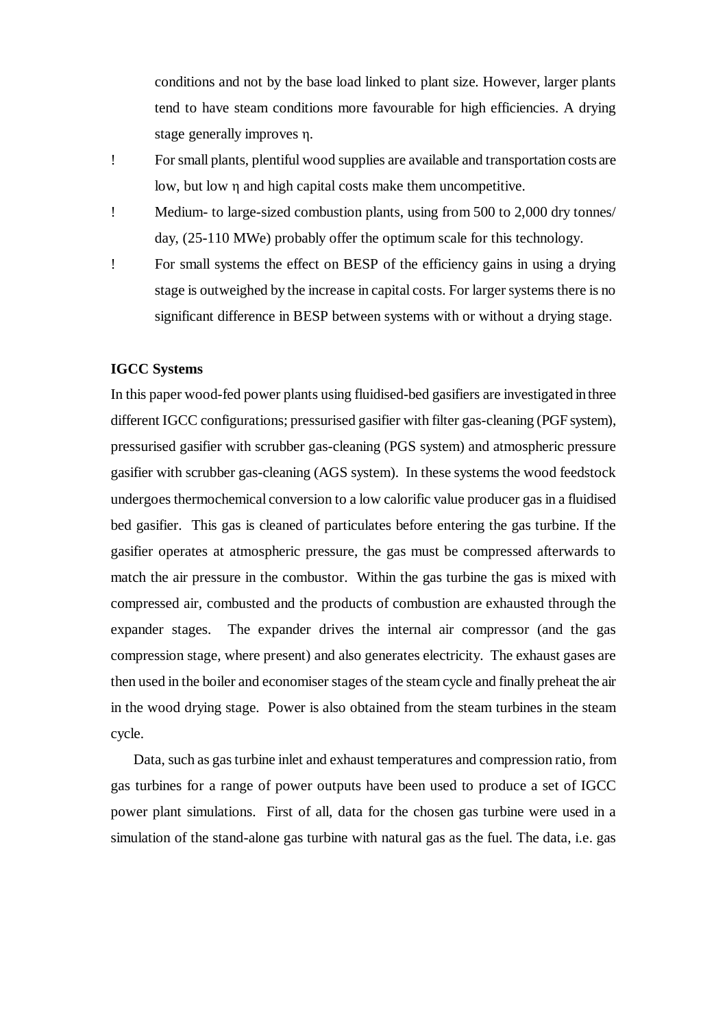conditions and not by the base load linked to plant size. However, larger plants tend to have steam conditions more favourable for high efficiencies. A drying stage generally improves η.

- For small plants, plentiful wood supplies are available and transportation costs are low, but low η and high capital costs make them uncompetitive.
- Medium- to large-sized combustion plants, using from 500 to 2,000 dry tonnes/day, (25-110 MWe) probably offer the optimum scale for this technology.
- For small systems the effect on BESP of the efficiency gains in using a drying stage is outweighed by the increase in capital costs. For larger systems there is no significant difference in BESP between systems with or without a drying stage.

**IGCC Systems**

In this paper wood-fed power plants using fluidised-bed gasifiers are investigated in three different IGCC configurations; pressurised gasifier with filter gas-cleaning (PGF system), pressurised gasifier with scrubber gas-cleaning (PGS system) and atmospheric pressure gasifier with scrubber gas-cleaning (AGS system). In these systems the wood feedstock undergoes thermochemical conversion to a low calorific value producer gas in a fluidised bed gasifier. This gas is cleaned of particulates before entering the gas turbine. If the gasifier operates at atmospheric pressure, the gas must be compressed afterwards to match the air pressure in the combustor. Within the gas turbine the gas is mixed with compressed air, combusted and the products of combustion are exhausted through the expander stages. The expander drives the internal air compressor (and the gas compression stage, where present) and also generates electricity. The exhaust gases are then used in the boiler and economiser stages of the steam cycle and finally preheat the air in the wood drying stage. Power is also obtained from the steam turbines in the steam cycle.

Data, such as gas turbine inlet and exhaust temperatures and compression ratio, from gas turbines for a range of power outputs have been used to produce a set of IGCC power plant simulations. First of all, data for the chosen gas turbine were used in a simulation of the stand-alone gas turbine with natural gas as the fuel. The data, i.e. gas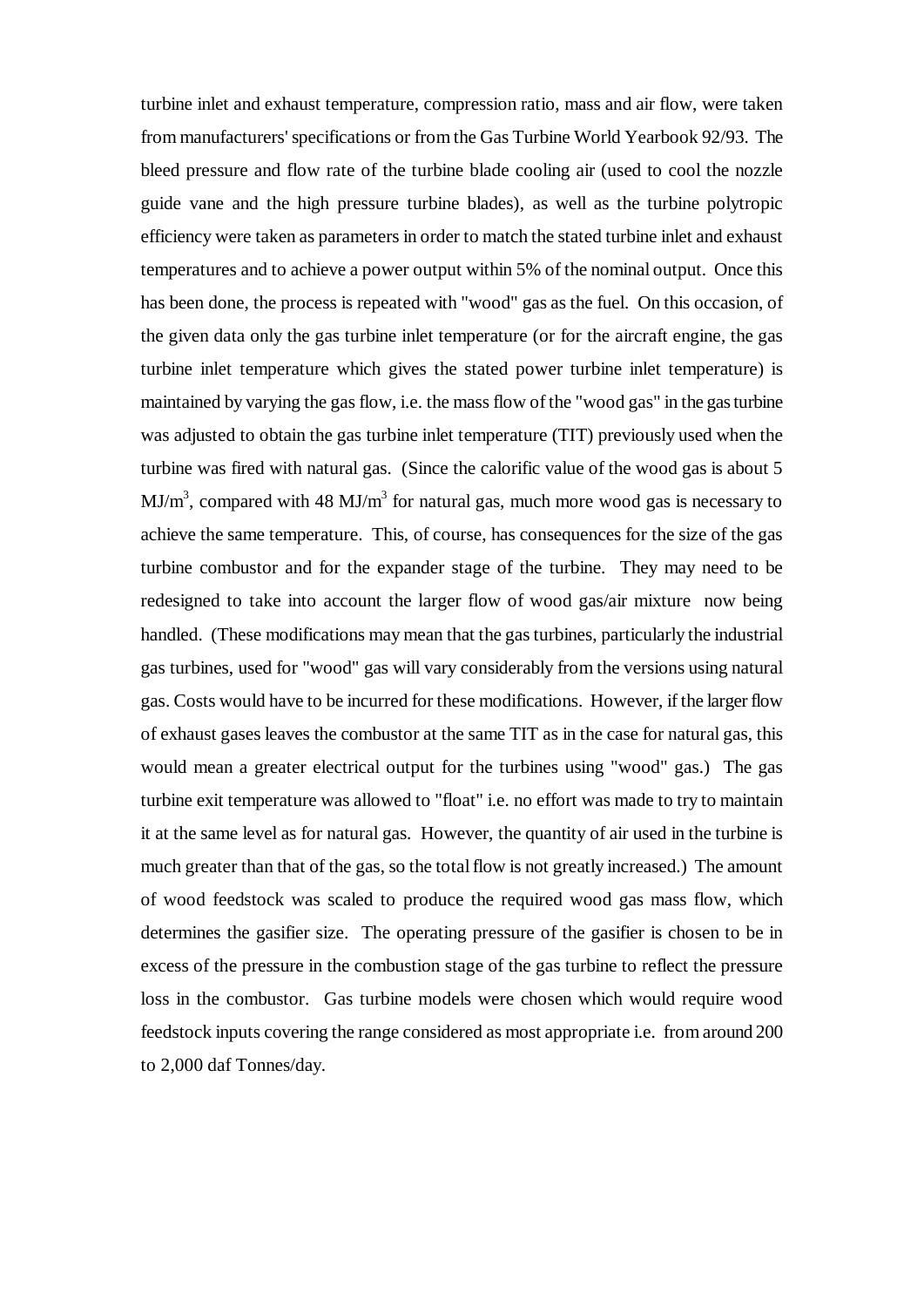turbine inlet and exhaust temperature, compression ratio, mass and air flow, were taken from manufacturers' specifications or from the Gas Turbine World Yearbook 92/93. The bleed pressure and flow rate of the turbine blade cooling air (used to cool the nozzle guide vane and the high pressure turbine blades), as well as the turbine polytropic efficiency were taken as parameters in order to match the stated turbine inlet and exhaust temperatures and to achieve a power output within 5% of the nominal output. Once this has been done, the process is repeated with "wood" gas as the fuel. On this occasion, of the given data only the gas turbine inlet temperature (or for the aircraft engine, the gas turbine inlet temperature which gives the stated power turbine inlet temperature) is maintained by varying the gas flow, i.e. the mass flow of the "wood gas" in the gas turbine was adjusted to obtain the gas turbine inlet temperature (TIT) previously used when the turbine was fired with natural gas. (Since the calorific value of the wood gas is about 5 $MJ/m^3$, compared with 48 $MJ/m^3$ for natural gas, much more wood gas is necessary to achieve the same temperature. This, of course, has consequences for the size of the gas turbine combustor and for the expander stage of the turbine. They may need to be redesigned to take into account the larger flow of wood gas/air mixture now being handled. (These modifications may mean that the gas turbines, particularly the industrial gas turbines, used for "wood" gas will vary considerably from the versions using natural gas. Costs would have to be incurred for these modifications. However, if the larger flow of exhaust gases leaves the combustor at the same TIT as in the case for natural gas, this would mean a greater electrical output for the turbines using "wood" gas.) The gas turbine exit temperature was allowed to "float" i.e. no effort was made to try to maintain it at the same level as for natural gas. However, the quantity of air used in the turbine is much greater than that of the gas, so the total flow is not greatly increased.) The amount of wood feedstock was scaled to produce the required wood gas mass flow, which determines the gasifier size. The operating pressure of the gasifier is chosen to be in excess of the pressure in the combustion stage of the gas turbine to reflect the pressure loss in the combustor. Gas turbine models were chosen which would require wood feedstock inputs covering the range considered as most appropriate i.e. from around 200 to 2,000 daf Tonnes/day.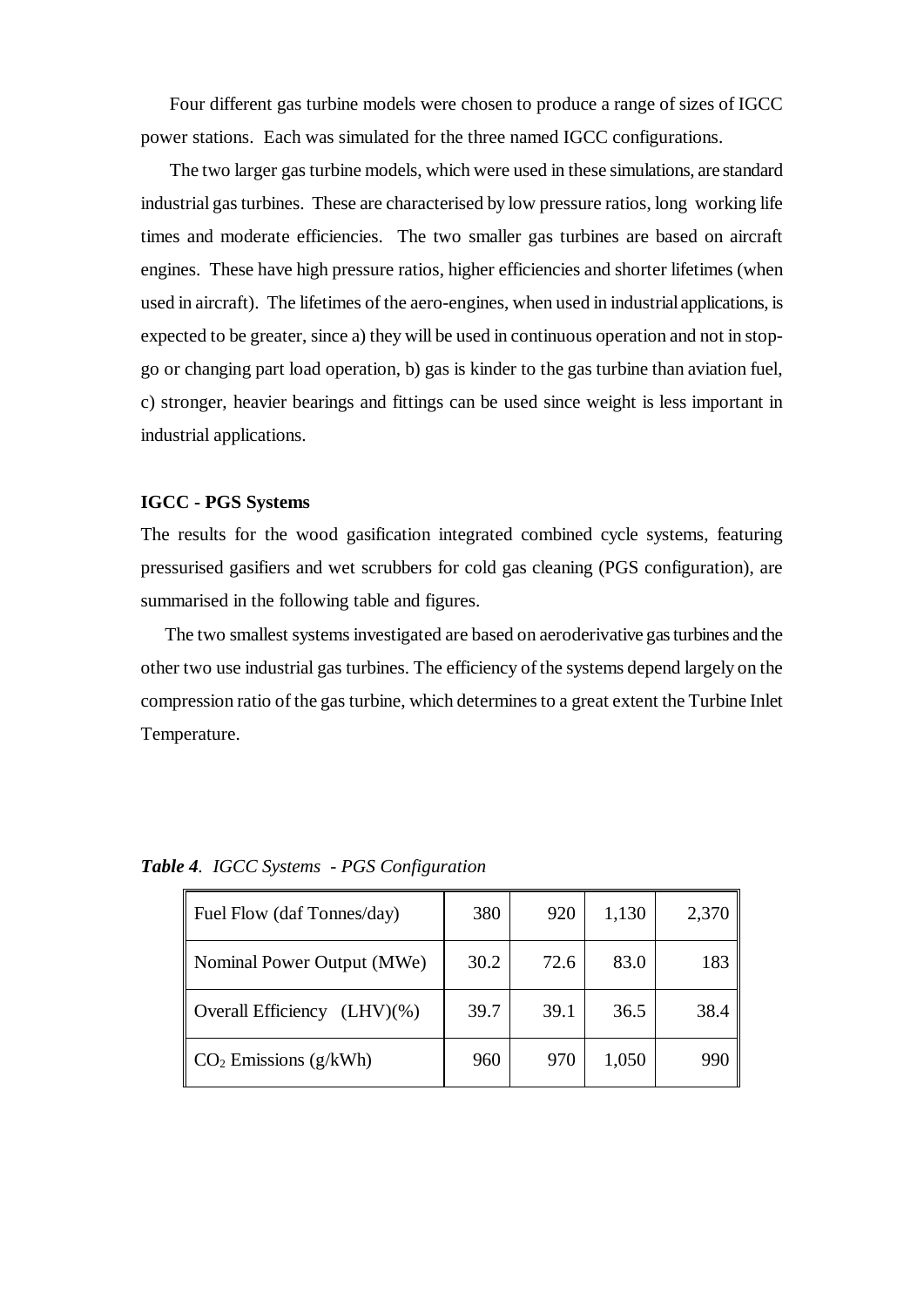Four different gas turbine models were chosen to produce a range of sizes of IGCC power stations. Each was simulated for the three named IGCC configurations.

The two larger gas turbine models, which were used in these simulations, are standard industrial gas turbines. These are characterised by low pressure ratios, long working life times and moderate efficiencies. The two smaller gas turbines are based on aircraft engines. These have high pressure ratios, higher efficiencies and shorter lifetimes (when used in aircraft). The lifetimes of the aero-engines, when used in industrial applications, is expected to be greater, since a) they will be used in continuous operation and not in stop-go or changing part load operation, b) gas is kinder to the gas turbine than aviation fuel, c) stronger, heavier bearings and fittings can be used since weight is less important in industrial applications.

**IGCC - PGS Systems**

The results for the wood gasification integrated combined cycle systems, featuring pressurised gasifiers and wet scrubbers for cold gas cleaning (PGS configuration), are summarised in the following table and figures.

The two smallest systems investigated are based on aeroderivative gas turbines and the other two use industrial gas turbines. The efficiency of the systems depend largely on the compression ratio of the gas turbine, which determines to a great extent the Turbine Inlet Temperature.

***Table 4**. IGCC Systems - PGS Configuration*

| | | | | |
|---|---|---|---|---|
| Fuel Flow (daf Tonnes/day) | 380 | 920 | 1,130 | 2,370 |
| Nominal Power Output (MWe) | 30.2 | 72.6 | 83.0 | 183 |
| Overall Efficiency (LHV)(%) | 39.7 | 39.1 | 36.5 | 38.4 |
| $CO_2$ Emissions (g/kWh) | 960 | 970 | 1,050 | 990 |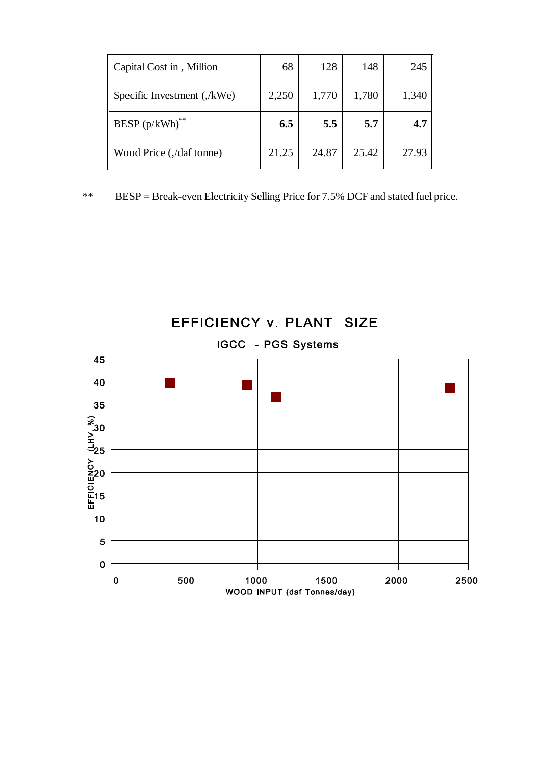| Capital Cost in , Million | 68 | 128 | 148 | 245 |
|---|---|---|---|---|
| Specific Investment (,/kWe) | 2,250 | 1,770 | 1,780 | 1,340 |
| BESP (p/kWh)** | **6.5** | **5.5** | **5.7** | **4.7** |
| Wood Price (,/daf tonne) | 21.25 | 24.87 | 25.42 | 27.93 |

** BESP = Break-even Electricity Selling Price for 7.5% DCF and stated fuel price.

EFFICIENCY v. PLANT SIZE

IGCC - PGS Systems

| WOOD INPUT (daf Tonnes/day) (approx.) | EFFICIENCY (LHV, %) (approx.) |
|---|---|
| 380 | 39.5 |
| 930 | 39 |
| 1140 | 36.5 |
| 2380 | 38.5 |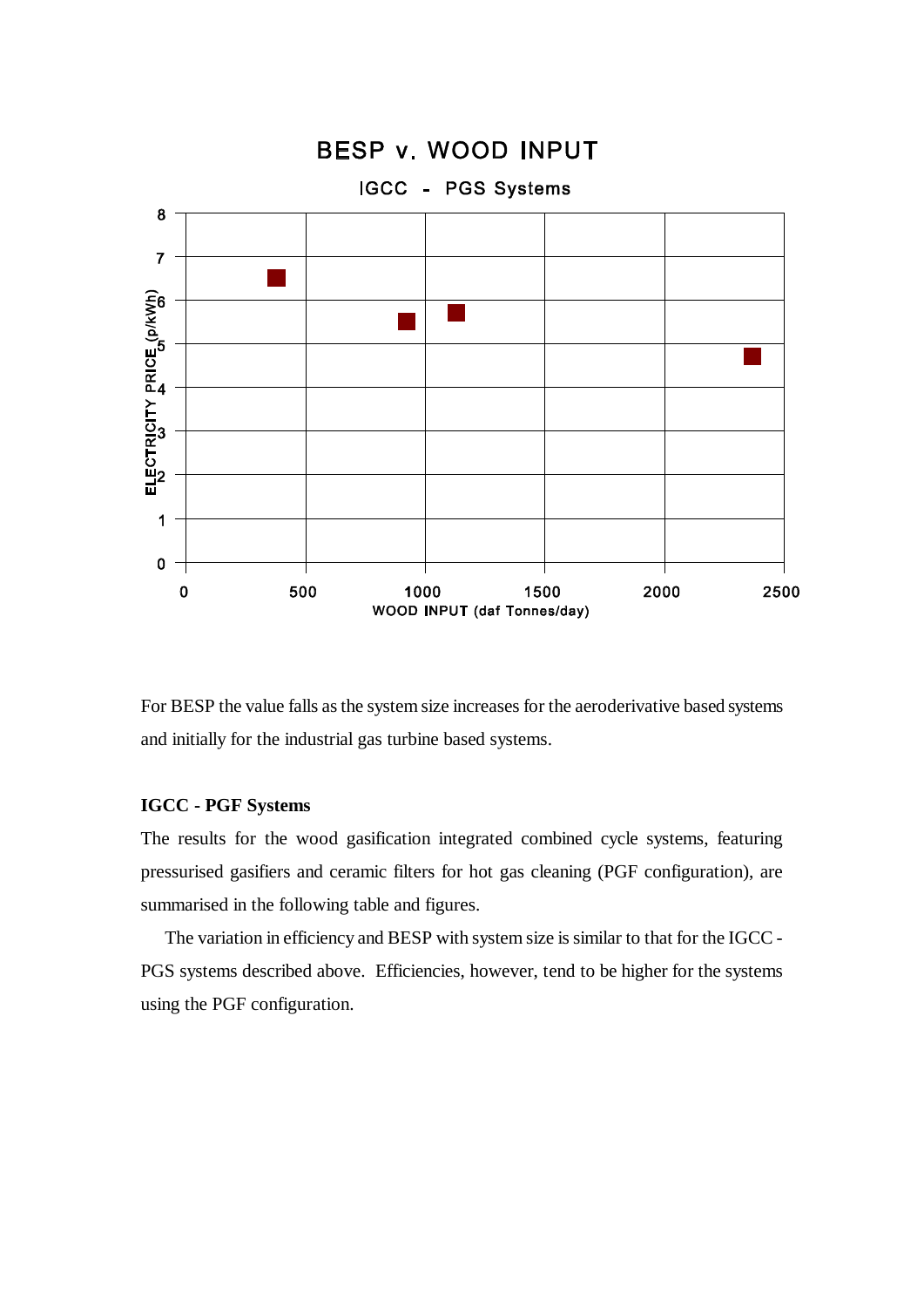BESP v. WOOD INPUT

IGCC - PGS Systems

For BESP the value falls as the system size increases for the aeroderivative based systems and initially for the industrial gas turbine based systems.

**IGCC - PGF Systems**

The results for the wood gasification integrated combined cycle systems, featuring pressurised gasifiers and ceramic filters for hot gas cleaning (PGF configuration), are summarised in the following table and figures.

The variation in efficiency and BESP with system size is similar to that for the IGCC - PGS systems described above. Efficiencies, however, tend to be higher for the systems using the PGF configuration.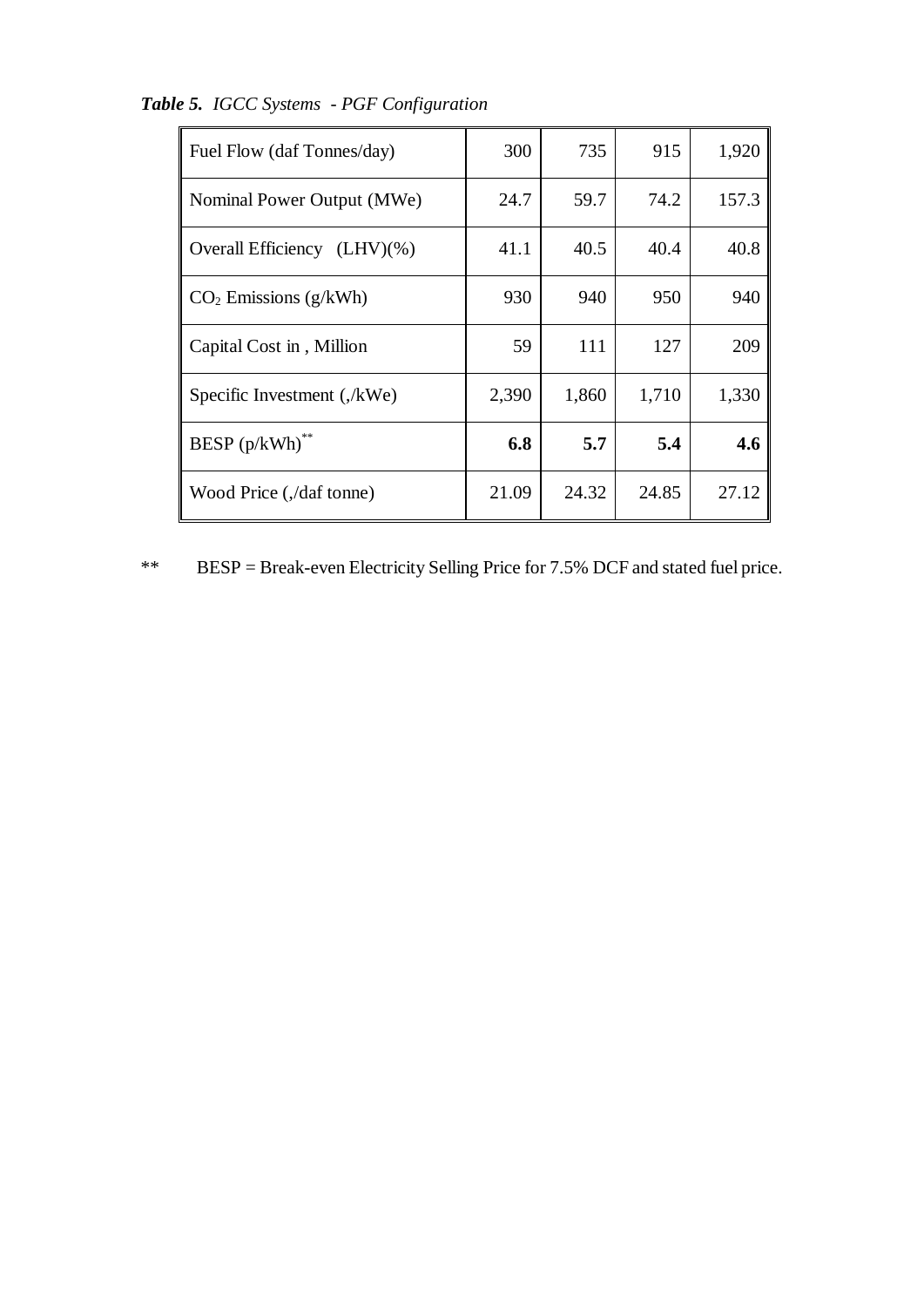***Table 5.** IGCC Systems - PGF Configuration*

| Fuel Flow (daf Tonnes/day) | 300 | 735 | 915 | 1,920 |
|---|---|---|---|---|
| Nominal Power Output (MWe) | 24.7 | 59.7 | 74.2 | 157.3 |
| Overall Efficiency (LHV)(%) | 41.1 | 40.5 | 40.4 | 40.8 |
| $CO_2$ Emissions (g/kWh) | 930 | 940 | 950 | 940 |
| Capital Cost in , Million | 59 | 111 | 127 | 209 |
| Specific Investment (,/kWe) | 2,390 | 1,860 | 1,710 | 1,330 |
| BESP (p/kWh)** | **6.8** | **5.7** | **5.4** | **4.6** |
| Wood Price (,/daf tonne) | 21.09 | 24.32 | 24.85 | 27.12 |

** BESP = Break-even Electricity Selling Price for 7.5% DCF and stated fuel price.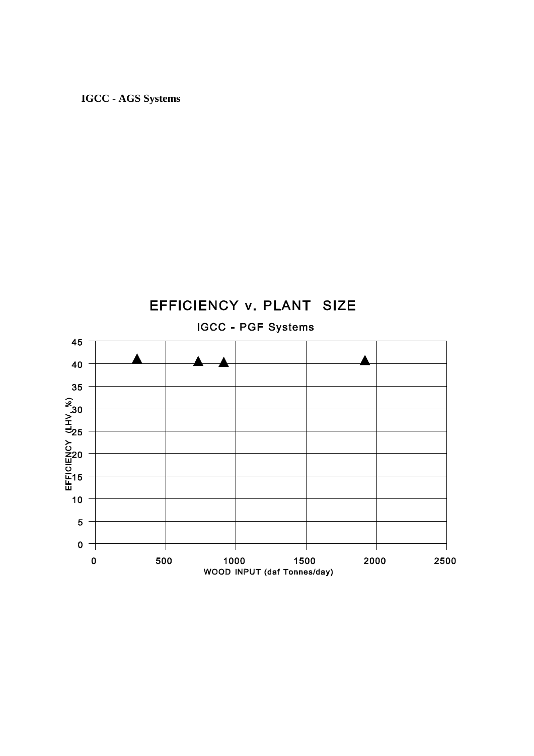**IGCC - AGS Systems**

EFFICIENCY v. PLANT SIZE

IGCC - PGF Systems

EFFICIENCY (LHV %)

WOOD INPUT (daf Tonnes/day)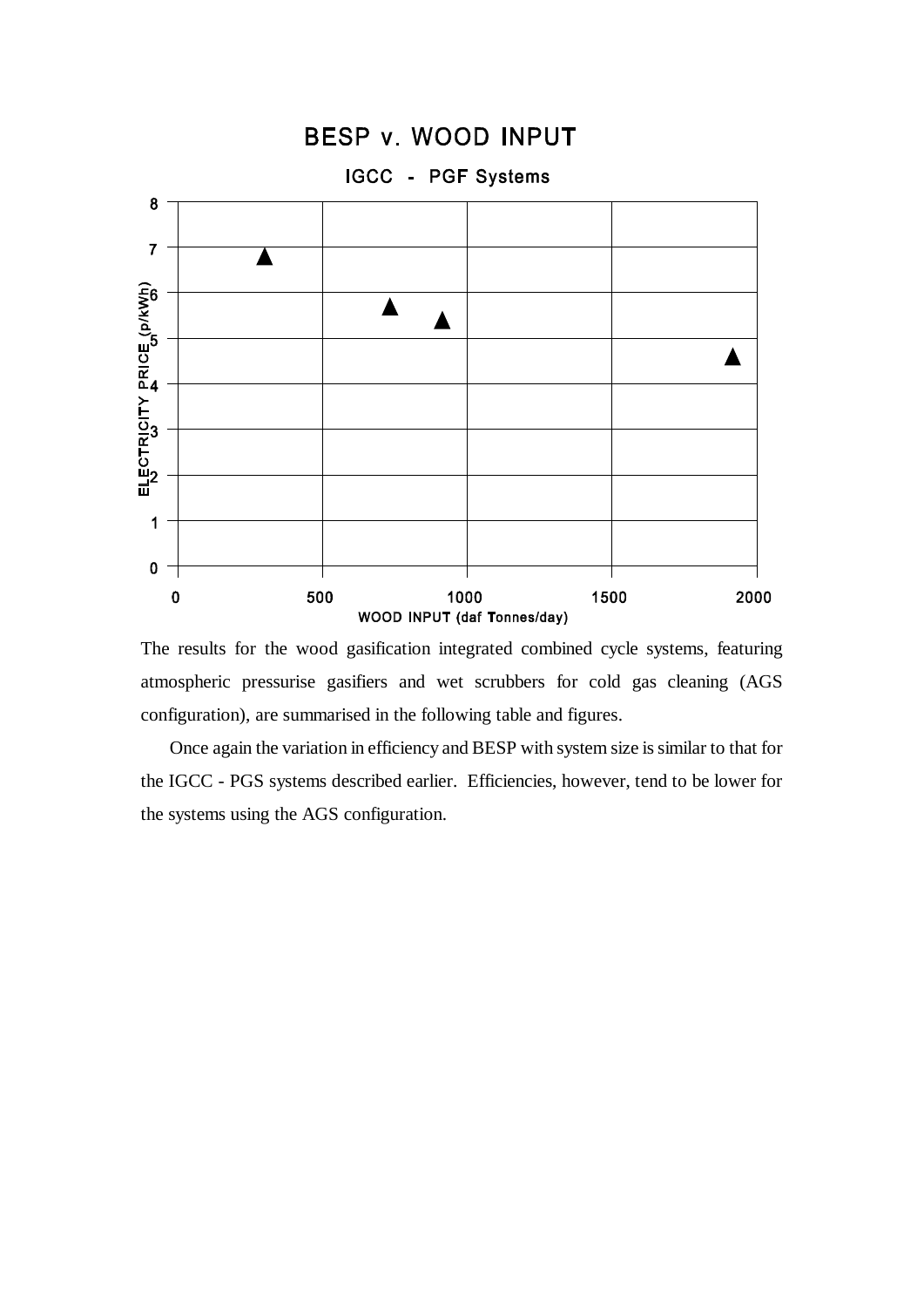BESP v. WOOD INPUT

IGCC - PGF Systems

The results for the wood gasification integrated combined cycle systems, featuring atmospheric pressurise gasifiers and wet scrubbers for cold gas cleaning (AGS configuration), are summarised in the following table and figures.

Once again the variation in efficiency and BESP with system size is similar to that for the IGCC - PGS systems described earlier. Efficiencies, however, tend to be lower for the systems using the AGS configuration.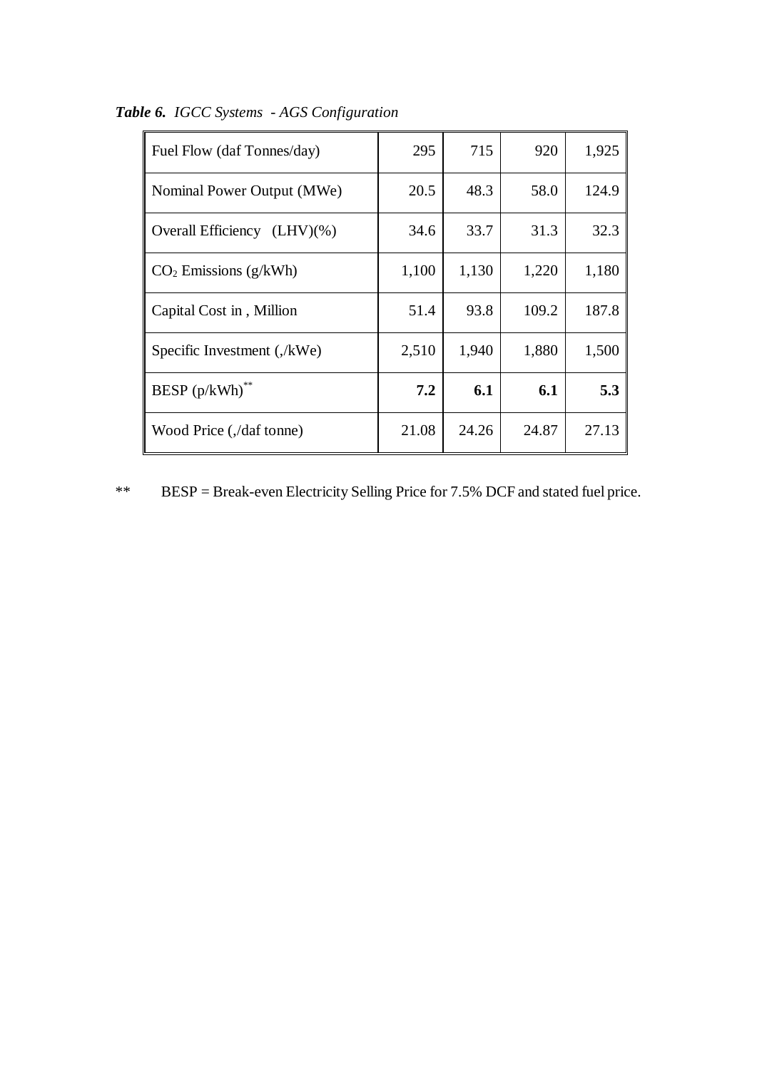***Table 6.*** *IGCC Systems - AGS Configuration*

| Fuel Flow (daf Tonnes/day) | 295 | 715 | 920 | 1,925 |
|---|---|---|---|---|
| Nominal Power Output (MWe) | 20.5 | 48.3 | 58.0 | 124.9 |
| Overall Efficiency (LHV)(%) | 34.6 | 33.7 | 31.3 | 32.3 |
| $CO_2$ Emissions (g/kWh) | 1,100 | 1,130 | 1,220 | 1,180 |
| Capital Cost in , Million | 51.4 | 93.8 | 109.2 | 187.8 |
| Specific Investment (,/kWe) | 2,510 | 1,940 | 1,880 | 1,500 |
| BESP (p/kWh)** | **7.2** | **6.1** | **6.1** | **5.3** |
| Wood Price (,/daf tonne) | 21.08 | 24.26 | 24.87 | 27.13 |

** BESP = Break-even Electricity Selling Price for 7.5% DCF and stated fuel price.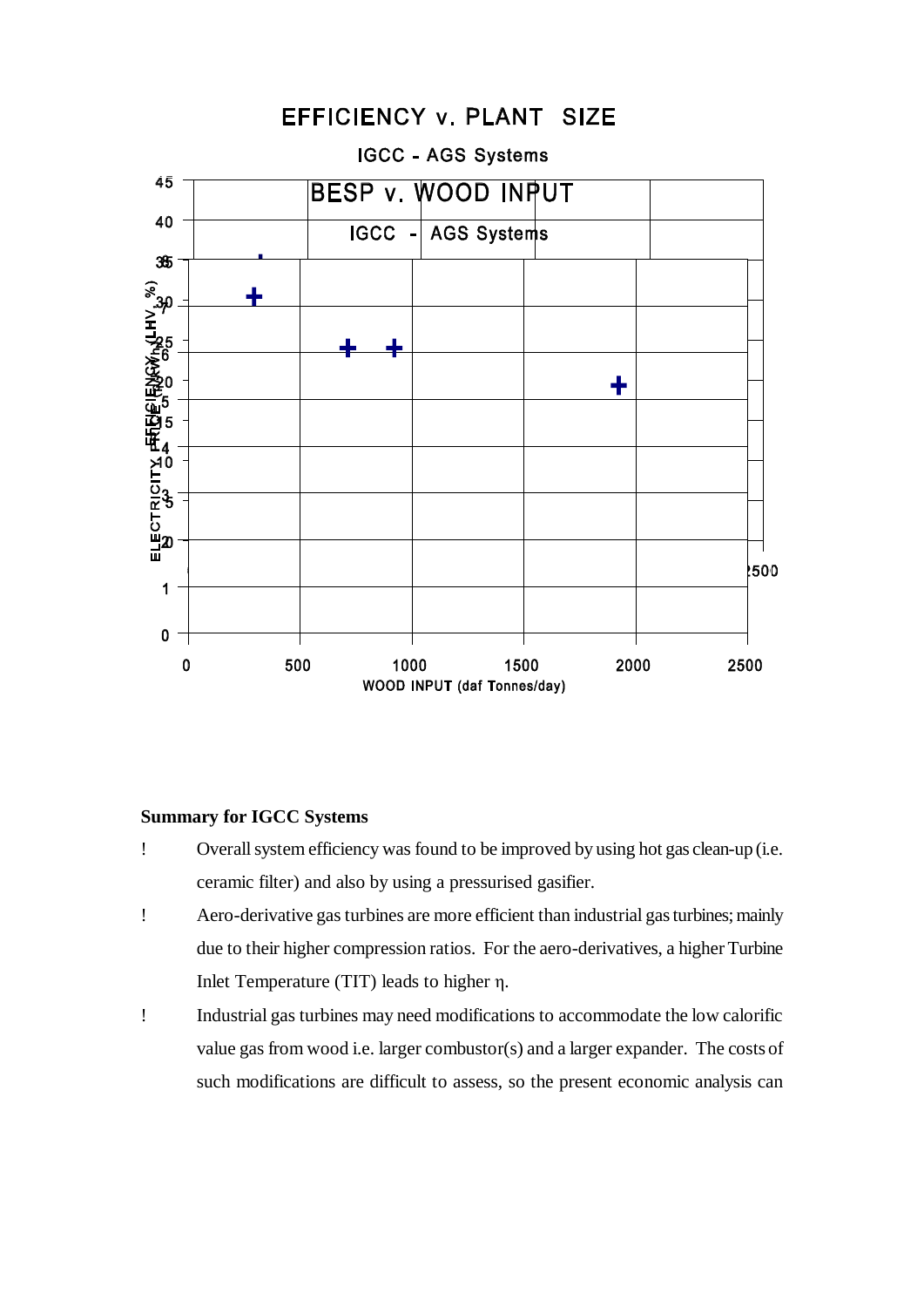EFFICIENCY v. PLANT SIZE

IGCC - AGS Systems

BESP v. WOOD INPUT

IGCC - AGS Systems

**Summary for IGCC Systems**

- Overall system efficiency was found to be improved by using hot gas clean-up (i.e. ceramic filter) and also by using a pressurised gasifier.
- Aero-derivative gas turbines are more efficient than industrial gas turbines; mainly due to their higher compression ratios. For the aero-derivatives, a higher Turbine Inlet Temperature (TIT) leads to higher $\eta$.
- Industrial gas turbines may need modifications to accommodate the low calorific value gas from wood i.e. larger combustor(s) and a larger expander. The costs of such modifications are difficult to assess, so the present economic analysis can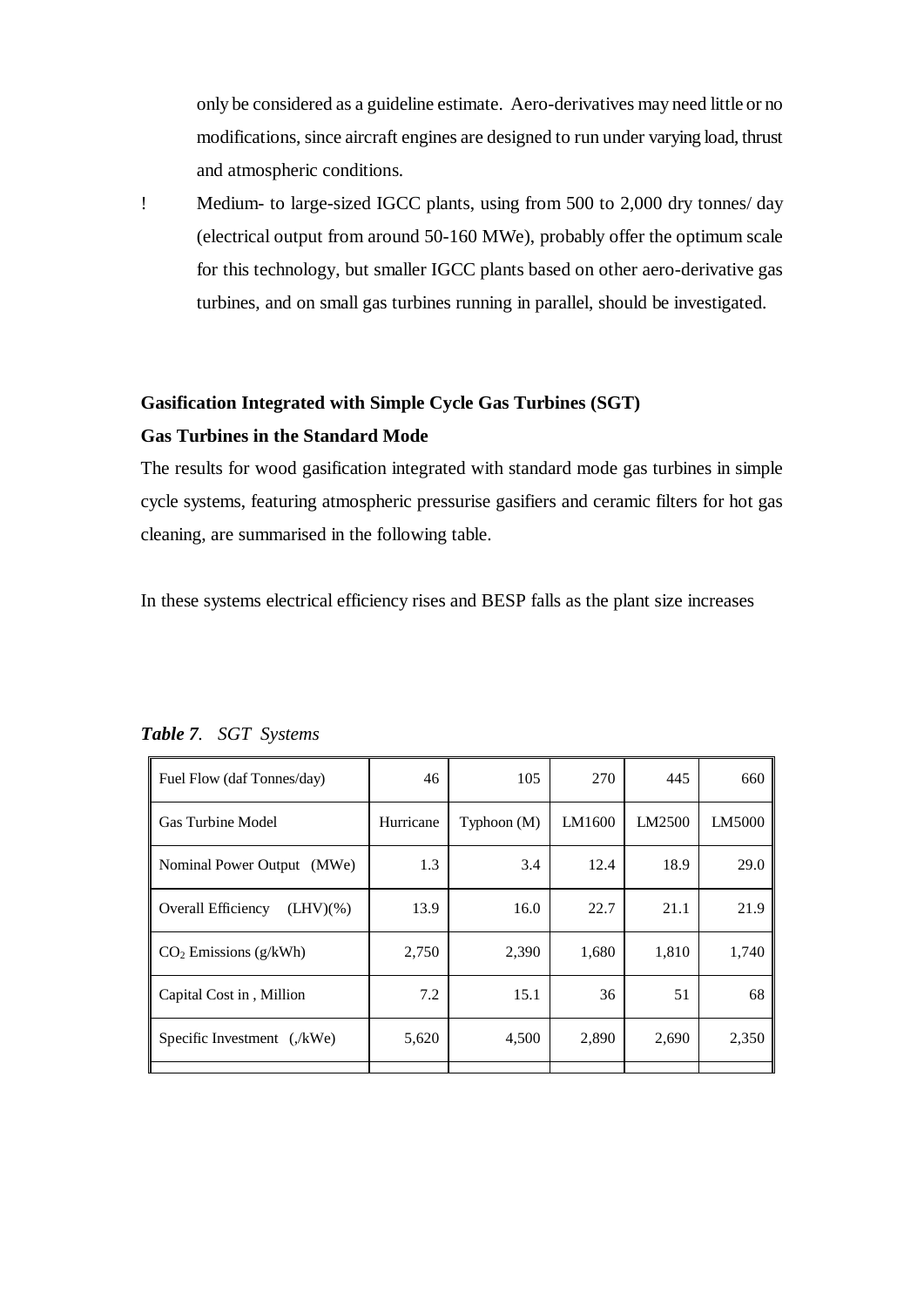only be considered as a guideline estimate. Aero-derivatives may need little or no modifications, since aircraft engines are designed to run under varying load, thrust and atmospheric conditions.

! Medium- to large-sized IGCC plants, using from 500 to 2,000 dry tonnes/ day (electrical output from around 50-160 MWe), probably offer the optimum scale for this technology, but smaller IGCC plants based on other aero-derivative gas turbines, and on small gas turbines running in parallel, should be investigated.

**Gasification Integrated with Simple Cycle Gas Turbines (SGT)**

**Gas Turbines in the Standard Mode**

The results for wood gasification integrated with standard mode gas turbines in simple cycle systems, featuring atmospheric pressurise gasifiers and ceramic filters for hot gas cleaning, are summarised in the following table.

In these systems electrical efficiency rises and BESP falls as the plant size increases

***Table 7**. SGT Systems*

| Fuel Flow (daf Tonnes/day) | 46 | 105 | 270 | 445 | 660 |
|---|---|---|---|---|---|
| Gas Turbine Model | Hurricane | Typhoon (M) | LM1600 | LM2500 | LM5000 |
| Nominal Power Output (MWe) | 1.3 | 3.4 | 12.4 | 18.9 | 29.0 |
| Overall Efficiency (LHV)(%) | 13.9 | 16.0 | 22.7 | 21.1 | 21.9 |
| $CO_2$ Emissions (g/kWh) | 2,750 | 2,390 | 1,680 | 1,810 | 1,740 |
| Capital Cost in , Million | 7.2 | 15.1 | 36 | 51 | 68 |
| Specific Investment (,/kWe) | 5,620 | 4,500 | 2,890 | 2,690 | 2,350 |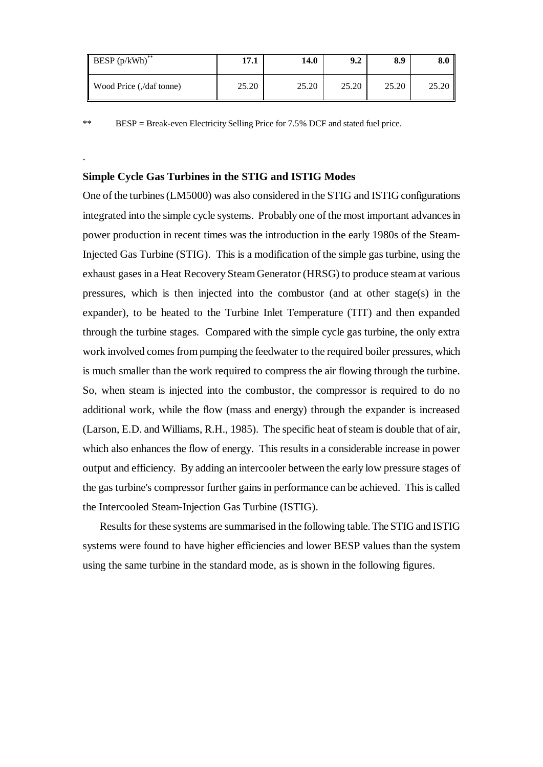| BESP (p/kWh)** | **17.1** | **14.0** | **9.2** | **8.9** | **8.0** |
|---|---|---|---|---|---|
| Wood Price (,/daf tonne) | 25.20 | 25.20 | 25.20 | 25.20 | 25.20 |

** BESP = Break-even Electricity Selling Price for 7.5% DCF and stated fuel price.

.

**Simple Cycle Gas Turbines in the STIG and ISTIG Modes**

One of the turbines (LM5000) was also considered in the STIG and ISTIG configurations integrated into the simple cycle systems. Probably one of the most important advances in power production in recent times was the introduction in the early 1980s of the Steam-Injected Gas Turbine (STIG). This is a modification of the simple gas turbine, using the exhaust gases in a Heat Recovery Steam Generator (HRSG) to produce steam at various pressures, which is then injected into the combustor (and at other stage(s) in the expander), to be heated to the Turbine Inlet Temperature (TIT) and then expanded through the turbine stages. Compared with the simple cycle gas turbine, the only extra work involved comes from pumping the feedwater to the required boiler pressures, which is much smaller than the work required to compress the air flowing through the turbine. So, when steam is injected into the combustor, the compressor is required to do no additional work, while the flow (mass and energy) through the expander is increased (Larson, E.D. and Williams, R.H., 1985). The specific heat of steam is double that of air, which also enhances the flow of energy. This results in a considerable increase in power output and efficiency. By adding an intercooler between the early low pressure stages of the gas turbine's compressor further gains in performance can be achieved. This is called the Intercooled Steam-Injection Gas Turbine (ISTIG).

Results for these systems are summarised in the following table. The STIG and ISTIG systems were found to have higher efficiencies and lower BESP values than the system using the same turbine in the standard mode, as is shown in the following figures.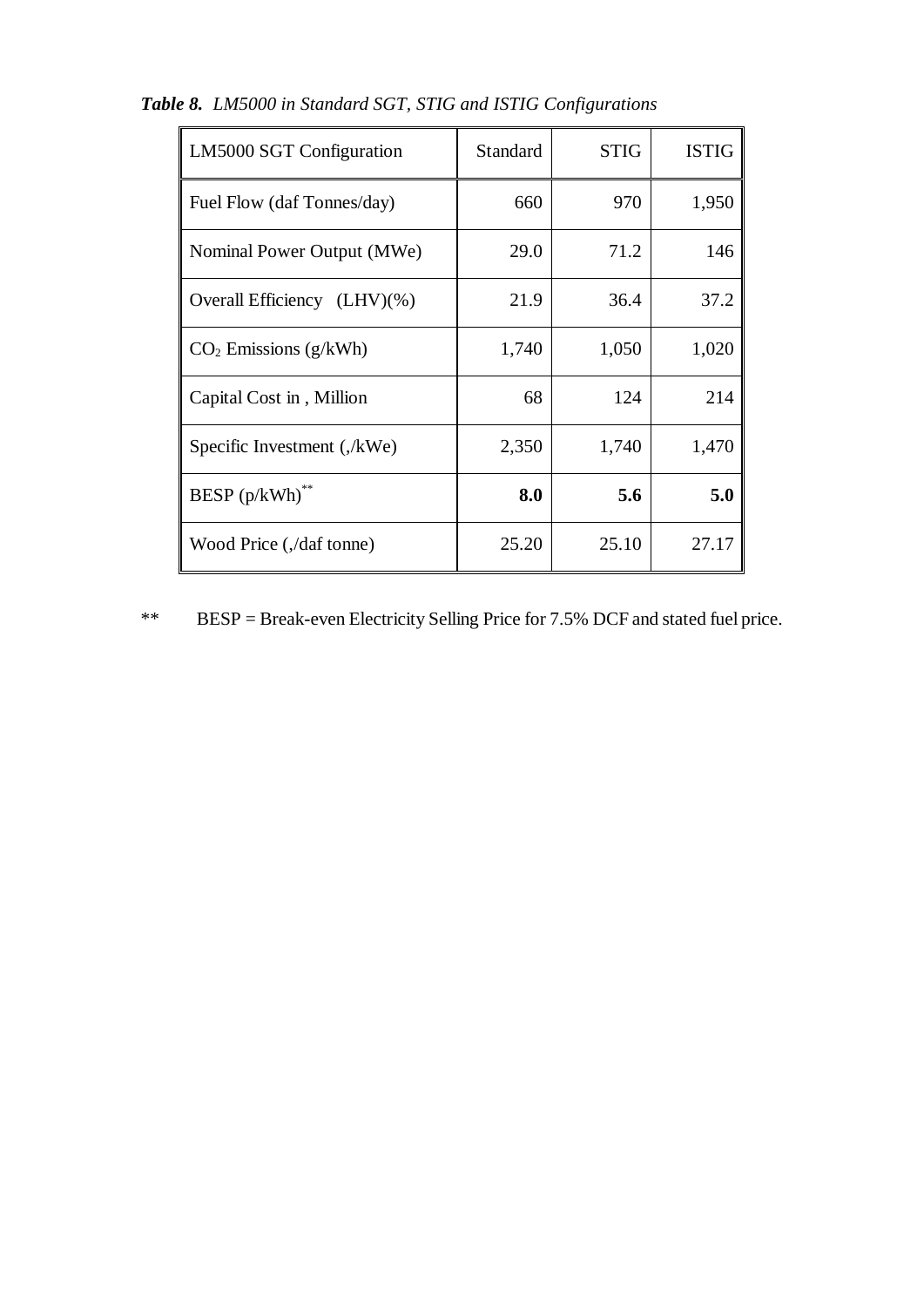***Table 8.*** *LM5000 in Standard SGT, STIG and ISTIG Configurations*

| LM5000 SGT Configuration | Standard | STIG | ISTIG |
|---|---|---|---|
| Fuel Flow (daf Tonnes/day) | 660 | 970 | 1,950 |
| Nominal Power Output (MWe) | 29.0 | 71.2 | 146 |
| Overall Efficiency (LHV)(%) | 21.9 | 36.4 | 37.2 |
| $CO_2$ Emissions (g/kWh) | 1,740 | 1,050 | 1,020 |
| Capital Cost in , Million | 68 | 124 | 214 |
| Specific Investment (,/kWe) | 2,350 | 1,740 | 1,470 |
| BESP (p/kWh)** | **8.0** | **5.6** | **5.0** |
| Wood Price (,/daf tonne) | 25.20 | 25.10 | 27.17 |

** BESP = Break-even Electricity Selling Price for 7.5% DCF and stated fuel price.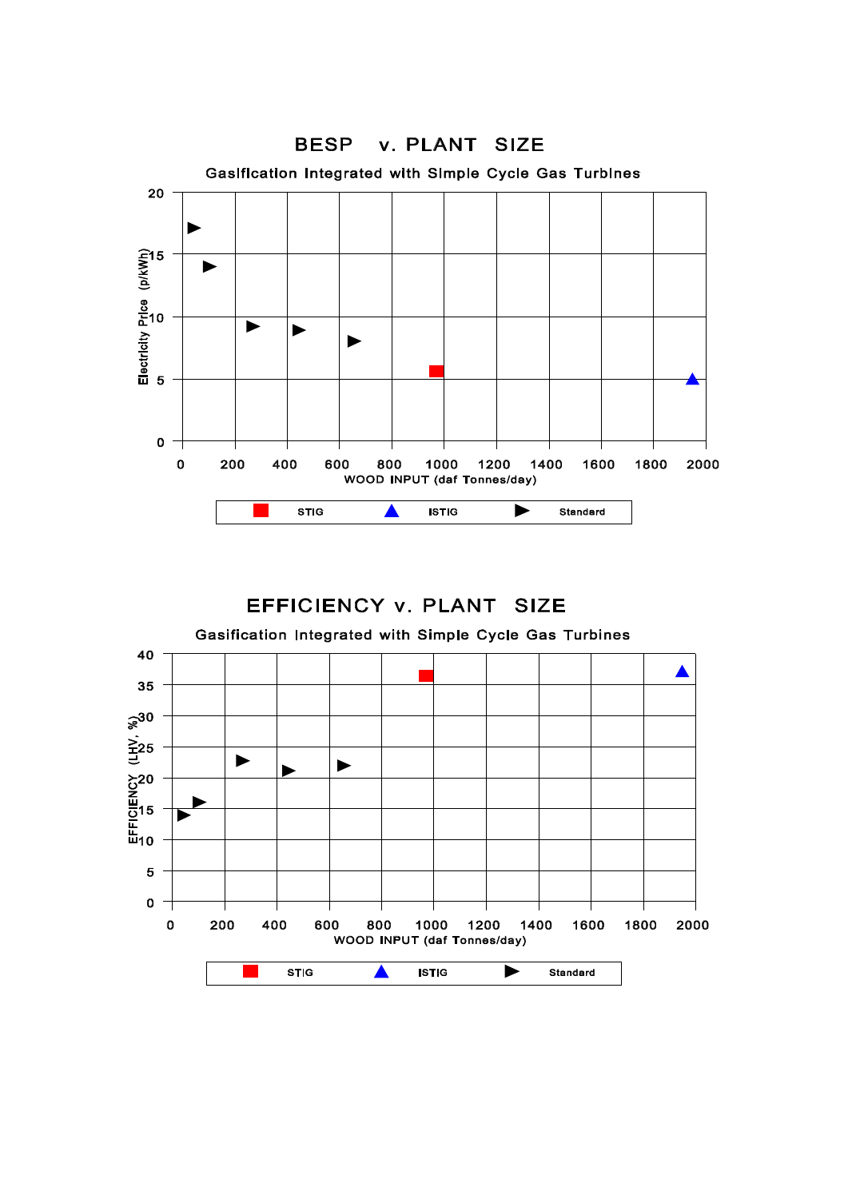## BESP v. PLANT SIZE

Gasification Integrated with Simple Cycle Gas Turbines

Electricity Price (p/kWh)

WOOD INPUT (daf Tonnes/day)

STIG | ISTIG | Standard

## EFFICIENCY v. PLANT SIZE

Gasification Integrated with Simple Cycle Gas Turbines

EFFICIENCY (LHV, %)

WOOD INPUT (daf Tonnes/day)

STIG | ISTIG | Standard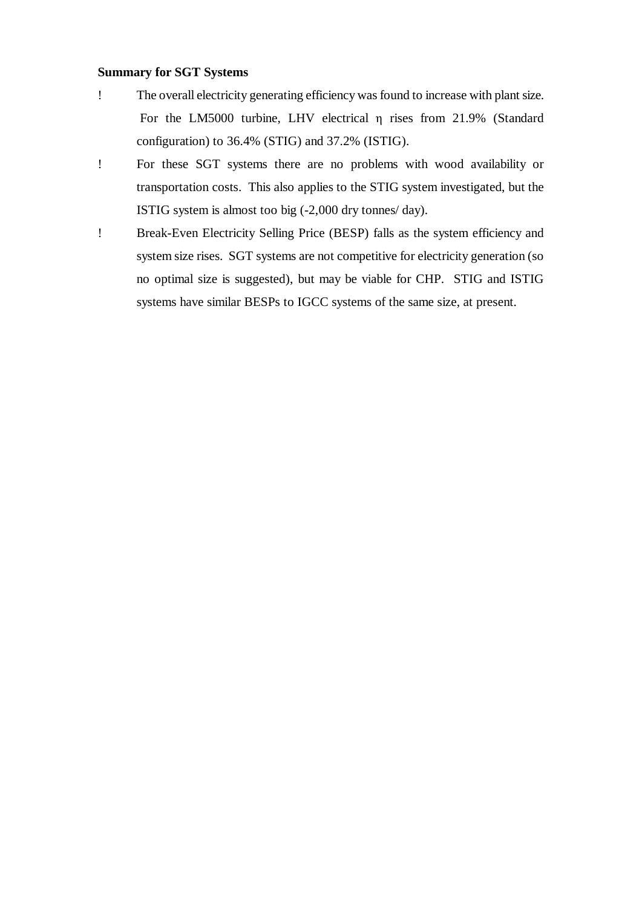**Summary for SGT Systems**

- The overall electricity generating efficiency was found to increase with plant size. For the LM5000 turbine, LHV electrical $\eta$ rises from 21.9% (Standard configuration) to 36.4% (STIG) and 37.2% (ISTIG).
- For these SGT systems there are no problems with wood availability or transportation costs. This also applies to the STIG system investigated, but the ISTIG system is almost too big (-2,000 dry tonnes/ day).
- Break-Even Electricity Selling Price (BESP) falls as the system efficiency and system size rises. SGT systems are not competitive for electricity generation (so no optimal size is suggested), but may be viable for CHP. STIG and ISTIG systems have similar BESPs to IGCC systems of the same size, at present.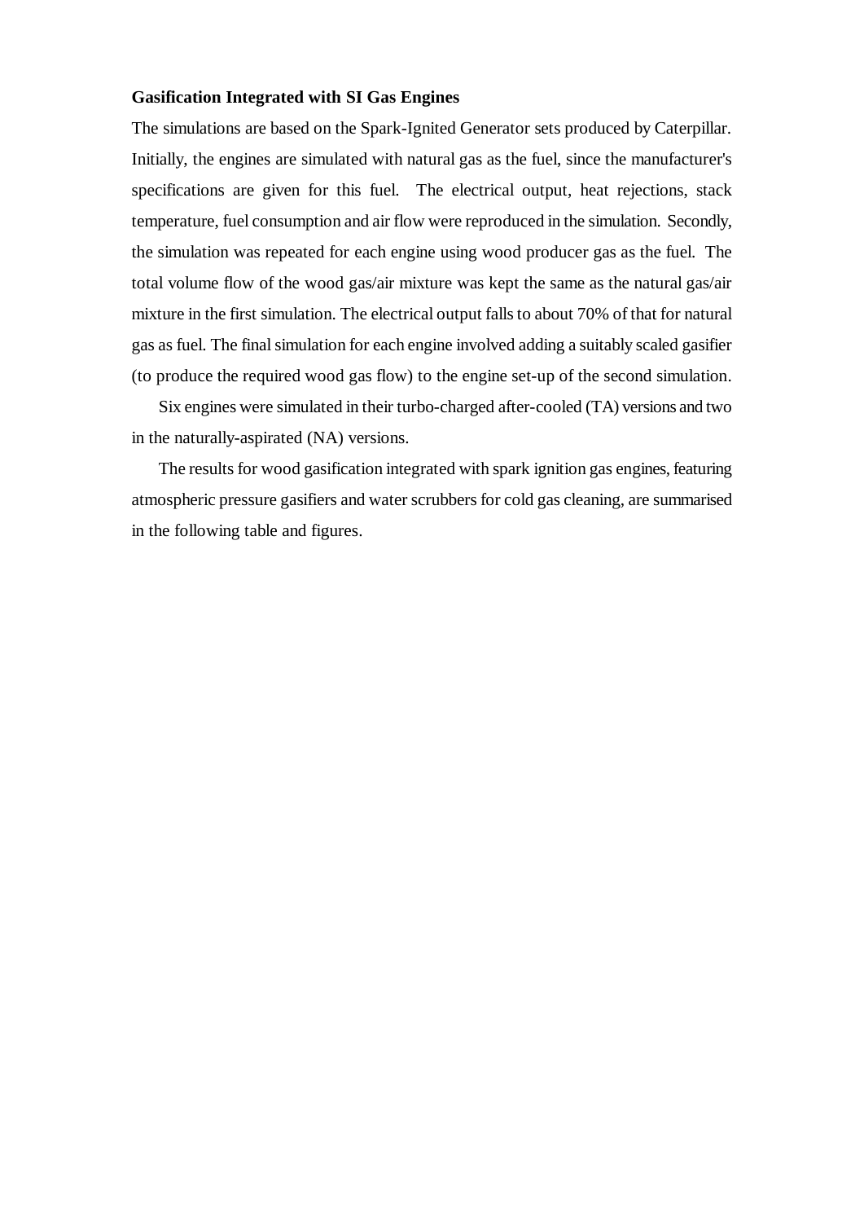**Gasification Integrated with SI Gas Engines**

The simulations are based on the Spark-Ignited Generator sets produced by Caterpillar. Initially, the engines are simulated with natural gas as the fuel, since the manufacturer's specifications are given for this fuel. The electrical output, heat rejections, stack temperature, fuel consumption and air flow were reproduced in the simulation. Secondly, the simulation was repeated for each engine using wood producer gas as the fuel. The total volume flow of the wood gas/air mixture was kept the same as the natural gas/air mixture in the first simulation. The electrical output falls to about 70% of that for natural gas as fuel. The final simulation for each engine involved adding a suitably scaled gasifier (to produce the required wood gas flow) to the engine set-up of the second simulation.

Six engines were simulated in their turbo-charged after-cooled (TA) versions and two in the naturally-aspirated (NA) versions.

The results for wood gasification integrated with spark ignition gas engines, featuring atmospheric pressure gasifiers and water scrubbers for cold gas cleaning, are summarised in the following table and figures.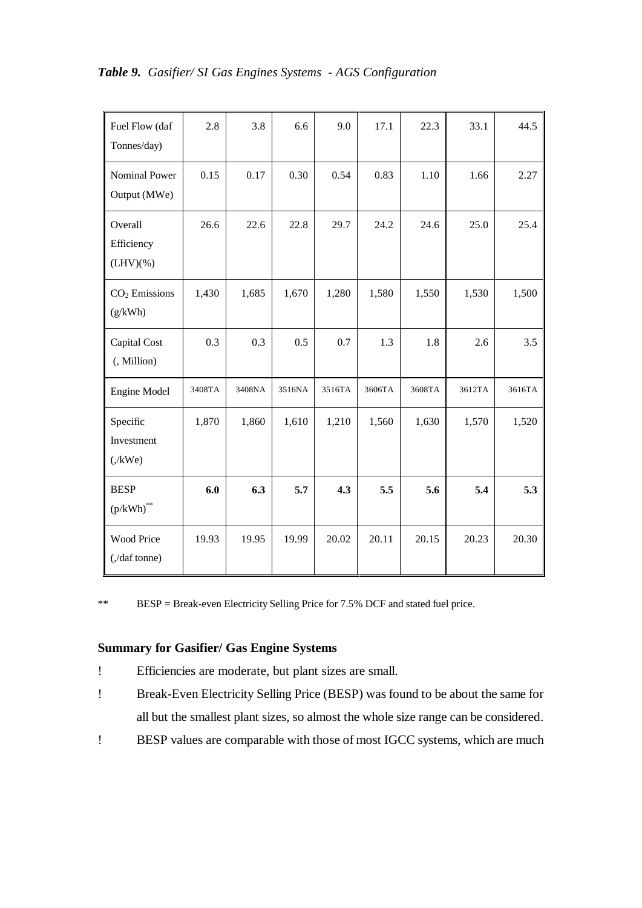*Table 9. Gasifier/ SI Gas Engines Systems - AGS Configuration*

| | | | | | | | | |
|---|---|---|---|---|---|---|---|---|
| Fuel Flow (daf Tonnes/day) | 2.8 | 3.8 | 6.6 | 9.0 | 17.1 | 22.3 | 33.1 | 44.5 |
| Nominal Power Output (MWe) | 0.15 | 0.17 | 0.30 | 0.54 | 0.83 | 1.10 | 1.66 | 2.27 |
| Overall Efficiency (LHV)(%) | 26.6 | 22.6 | 22.8 | 29.7 | 24.2 | 24.6 | 25.0 | 25.4 |
| $CO_2$ Emissions (g/kWh) | 1,430 | 1,685 | 1,670 | 1,280 | 1,580 | 1,550 | 1,530 | 1,500 |
| Capital Cost (, Million) | 0.3 | 0.3 | 0.5 | 0.7 | 1.3 | 1.8 | 2.6 | 3.5 |
| Engine Model | 3408TA | 3408NA | 3516NA | 3516TA | 3606TA | 3608TA | 3612TA | 3616TA |
| Specific Investment (,/kWe) | 1,870 | 1,860 | 1,610 | 1,210 | 1,560 | 1,630 | 1,570 | 1,520 |
| BESP (p/kWh)** | **6.0** | **6.3** | **5.7** | **4.3** | **5.5** | **5.6** | **5.4** | **5.3** |
| Wood Price (,/daf tonne) | 19.93 | 19.95 | 19.99 | 20.02 | 20.11 | 20.15 | 20.23 | 20.30 |

** BESP = Break-even Electricity Selling Price for 7.5% DCF and stated fuel price.

### Summary for Gasifier/ Gas Engine Systems

- Efficiencies are moderate, but plant sizes are small.
- Break-Even Electricity Selling Price (BESP) was found to be about the same for all but the smallest plant sizes, so almost the whole size range can be considered.
- BESP values are comparable with those of most IGCC systems, which are much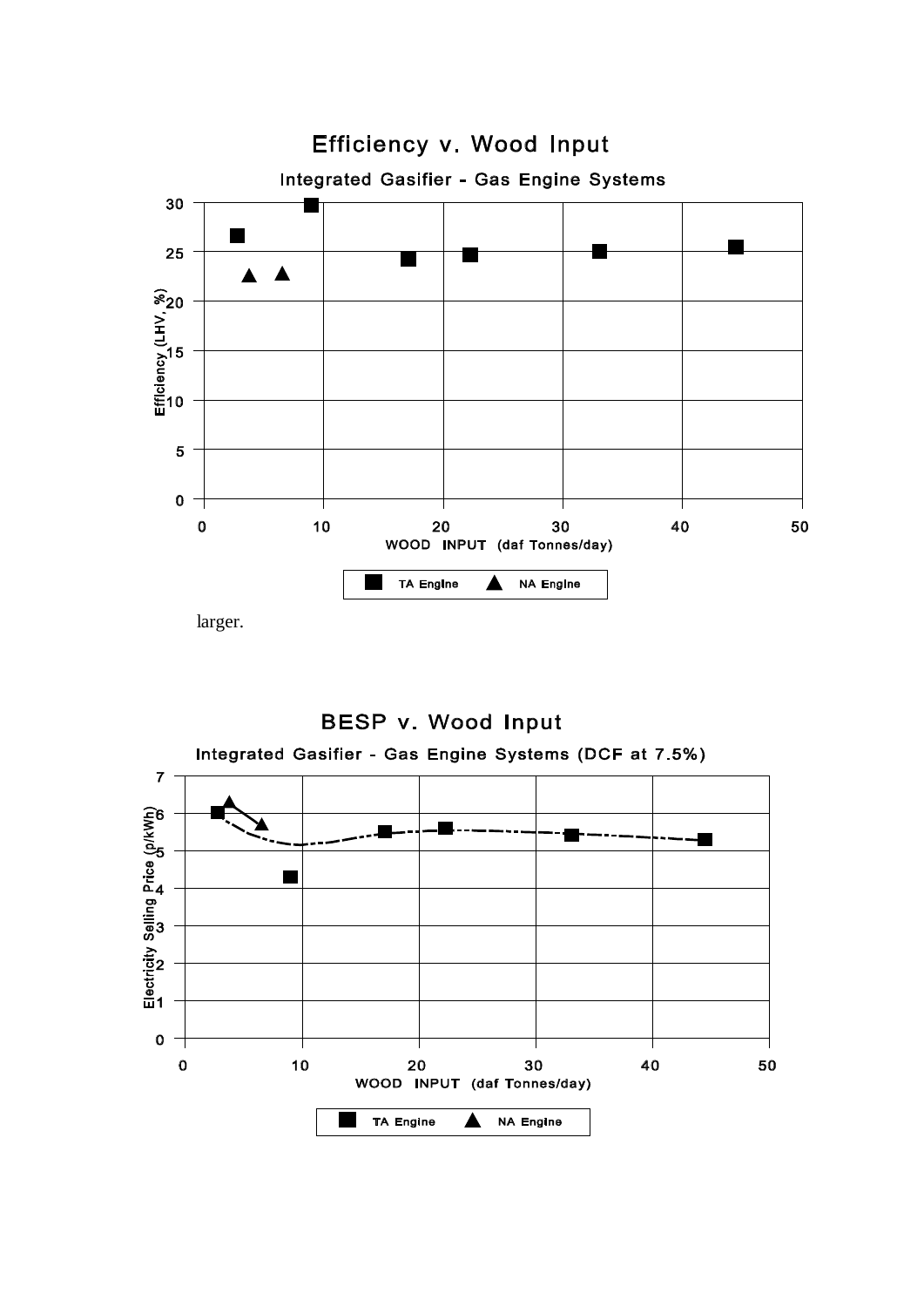larger.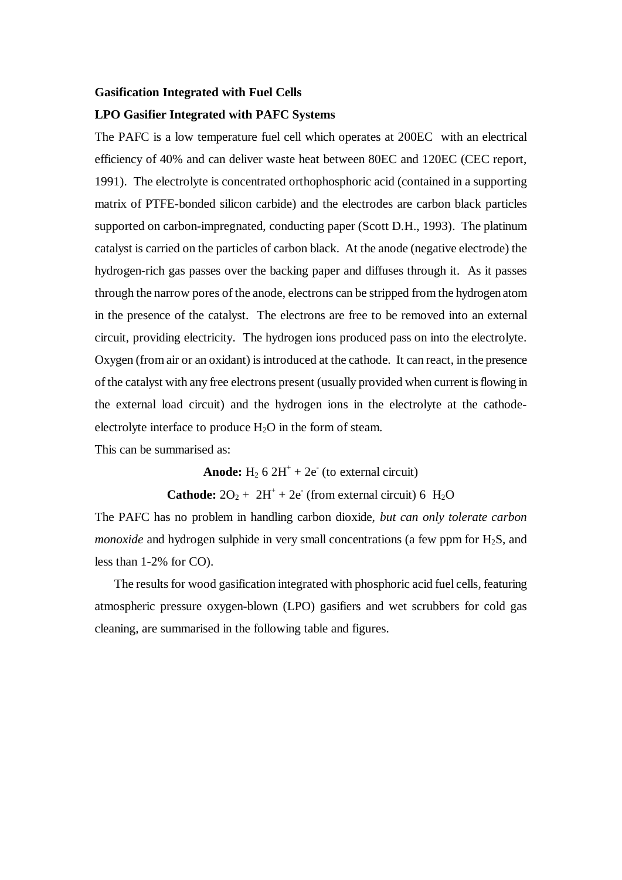**Gasification Integrated with Fuel Cells**

**LPO Gasifier Integrated with PAFC Systems**

The PAFC is a low temperature fuel cell which operates at 200EC with an electrical efficiency of 40% and can deliver waste heat between 80EC and 120EC (CEC report, 1991). The electrolyte is concentrated orthophosphoric acid (contained in a supporting matrix of PTFE-bonded silicon carbide) and the electrodes are carbon black particles supported on carbon-impregnated, conducting paper (Scott D.H., 1993). The platinum catalyst is carried on the particles of carbon black. At the anode (negative electrode) the hydrogen-rich gas passes over the backing paper and diffuses through it. As it passes through the narrow pores of the anode, electrons can be stripped from the hydrogen atom in the presence of the catalyst. The electrons are free to be removed into an external circuit, providing electricity. The hydrogen ions produced pass on into the electrolyte. Oxygen (from air or an oxidant) is introduced at the cathode. It can react, in the presence of the catalyst with any free electrons present (usually provided when current is flowing in the external load circuit) and the hydrogen ions in the electrolyte at the cathode-electrolyte interface to produce $H_2O$ in the form of steam.

This can be summarised as:

**Anode:** $H_2$ 6 $2H^+ + 2e^-$ (to external circuit)

**Cathode:** $2O_2$ + $2H^+ + 2e^-$ (from external circuit) 6 $H_2O$

The PAFC has no problem in handling carbon dioxide, *but can only tolerate carbon monoxide* and hydrogen sulphide in very small concentrations (a few ppm for $H_2S$, and less than 1-2% for CO).

The results for wood gasification integrated with phosphoric acid fuel cells, featuring atmospheric pressure oxygen-blown (LPO) gasifiers and wet scrubbers for cold gas cleaning, are summarised in the following table and figures.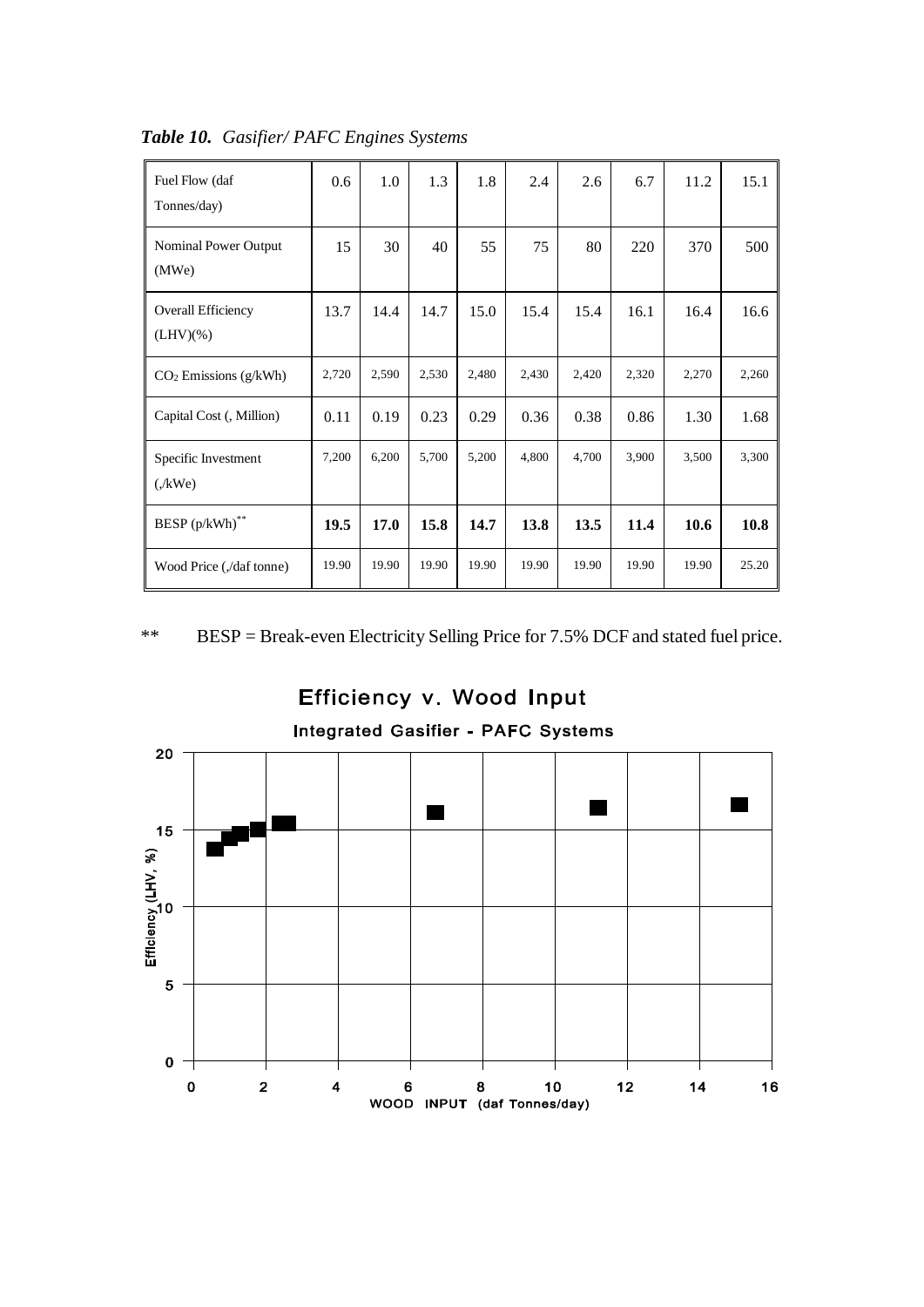***Table 10.** Gasifier/ PAFC Engines Systems*

| Fuel Flow (daf Tonnes/day) | 0.6 | 1.0 | 1.3 | 1.8 | 2.4 | 2.6 | 6.7 | 11.2 | 15.1 |
|---|---|---|---|---|---|---|---|---|---|
| Nominal Power Output (MWe) | 15 | 30 | 40 | 55 | 75 | 80 | 220 | 370 | 500 |
| Overall Efficiency (LHV)(%) | 13.7 | 14.4 | 14.7 | 15.0 | 15.4 | 15.4 | 16.1 | 16.4 | 16.6 |
| $CO_2$ Emissions (g/kWh) | 2,720 | 2,590 | 2,530 | 2,480 | 2,430 | 2,420 | 2,320 | 2,270 | 2,260 |
| Capital Cost (, Million) | 0.11 | 0.19 | 0.23 | 0.29 | 0.36 | 0.38 | 0.86 | 1.30 | 1.68 |
| Specific Investment (,/kWe) | 7,200 | 6,200 | 5,700 | 5,200 | 4,800 | 4,700 | 3,900 | 3,500 | 3,300 |
| BESP (p/kWh)** | **19.5** | **17.0** | **15.8** | **14.7** | **13.8** | **13.5** | **11.4** | **10.6** | **10.8** |
| Wood Price (,/daf tonne) | 19.90 | 19.90 | 19.90 | 19.90 | 19.90 | 19.90 | 19.90 | 19.90 | 25.20 |

** BESP = Break-even Electricity Selling Price for 7.5% DCF and stated fuel price.

**Efficiency v. Wood Input**

**Integrated Gasifier - PAFC Systems**

(Chart: Efficiency (LHV, %) vs. WOOD INPUT (daf Tonnes/day))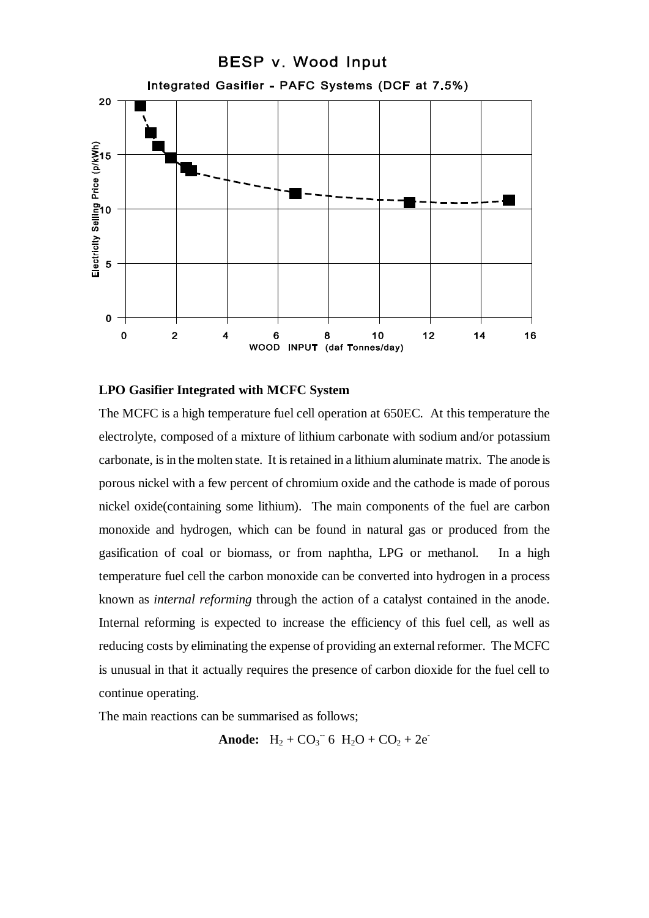**BESP v. Wood Input**

**Integrated Gasifier - PAFC Systems (DCF at 7.5%)**

**LPO Gasifier Integrated with MCFC System**

The MCFC is a high temperature fuel cell operation at 650EC. At this temperature the electrolyte, composed of a mixture of lithium carbonate with sodium and/or potassium carbonate, is in the molten state. It is retained in a lithium aluminate matrix. The anode is porous nickel with a few percent of chromium oxide and the cathode is made of porous nickel oxide(containing some lithium). The main components of the fuel are carbon monoxide and hydrogen, which can be found in natural gas or produced from the gasification of coal or biomass, or from naphtha, LPG or methanol. In a high temperature fuel cell the carbon monoxide can be converted into hydrogen in a process known as *internal reforming* through the action of a catalyst contained in the anode. Internal reforming is expected to increase the efficiency of this fuel cell, as well as reducing costs by eliminating the expense of providing an external reformer. The MCFC is unusual in that it actually requires the presence of carbon dioxide for the fuel cell to continue operating.

The main reactions can be summarised as follows;

**Anode:** $H_2 + CO_3^{--} \rightarrow H_2O + CO_2 + 2e^-$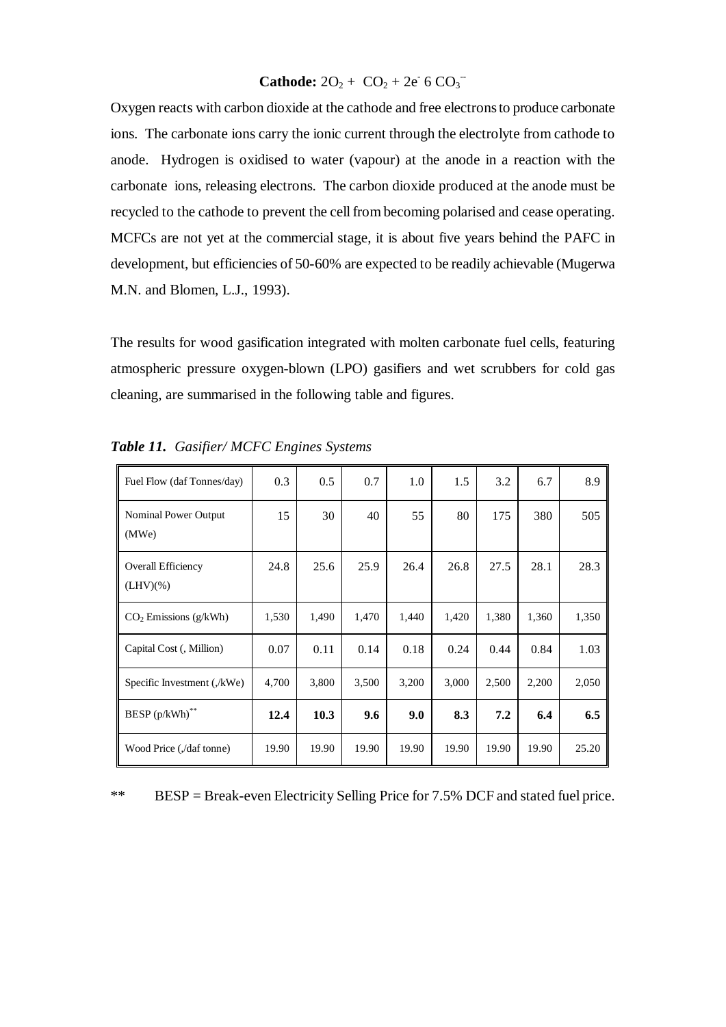**Cathode:** $2O_2 + CO_2 + 2e^- 6 CO_3^{--}$

Oxygen reacts with carbon dioxide at the cathode and free electrons to produce carbonate ions. The carbonate ions carry the ionic current through the electrolyte from cathode to anode. Hydrogen is oxidised to water (vapour) at the anode in a reaction with the carbonate ions, releasing electrons. The carbon dioxide produced at the anode must be recycled to the cathode to prevent the cell from becoming polarised and cease operating. MCFCs are not yet at the commercial stage, it is about five years behind the PAFC in development, but efficiencies of 50-60% are expected to be readily achievable (Mugerwa M.N. and Blomen, L.J., 1993).

The results for wood gasification integrated with molten carbonate fuel cells, featuring atmospheric pressure oxygen-blown (LPO) gasifiers and wet scrubbers for cold gas cleaning, are summarised in the following table and figures.

***Table 11.*** *Gasifier/ MCFC Engines Systems*

| Fuel Flow (daf Tonnes/day) | 0.3 | 0.5 | 0.7 | 1.0 | 1.5 | 3.2 | 6.7 | 8.9 |
|---|---|---|---|---|---|---|---|---|
| Nominal Power Output (MWe) | 15 | 30 | 40 | 55 | 80 | 175 | 380 | 505 |
| Overall Efficiency (LHV)(%) | 24.8 | 25.6 | 25.9 | 26.4 | 26.8 | 27.5 | 28.1 | 28.3 |
| $CO_2$ Emissions (g/kWh) | 1,530 | 1,490 | 1,470 | 1,440 | 1,420 | 1,380 | 1,360 | 1,350 |
| Capital Cost (, Million) | 0.07 | 0.11 | 0.14 | 0.18 | 0.24 | 0.44 | 0.84 | 1.03 |
| Specific Investment (,/kWe) | 4,700 | 3,800 | 3,500 | 3,200 | 3,000 | 2,500 | 2,200 | 2,050 |
| BESP (p/kWh)** | **12.4** | **10.3** | **9.6** | **9.0** | **8.3** | **7.2** | **6.4** | **6.5** |
| Wood Price (,/daf tonne) | 19.90 | 19.90 | 19.90 | 19.90 | 19.90 | 19.90 | 19.90 | 25.20 |

** BESP = Break-even Electricity Selling Price for 7.5% DCF and stated fuel price.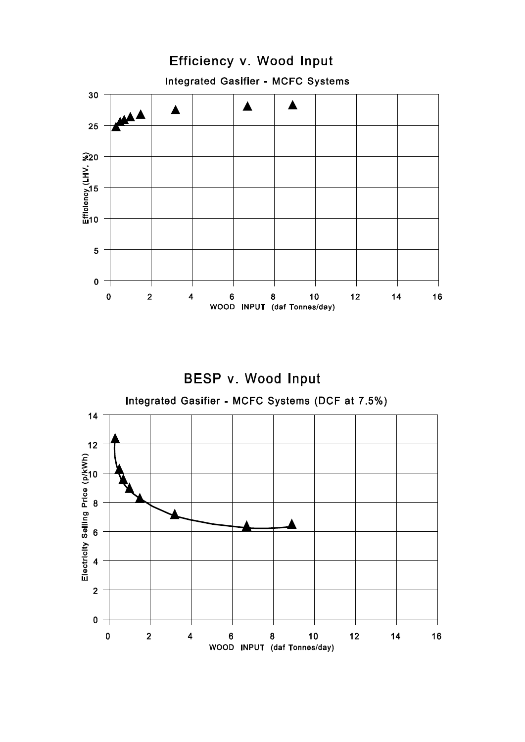## Efficiency v. Wood Input

Integrated Gasifier - MCFC Systems

Efficiency (LHV, %)

WOOD INPUT (daf Tonnes/day)

## BESP v. Wood Input

Integrated Gasifier - MCFC Systems (DCF at 7.5%)

Electricity Selling Price (p/kWh)

WOOD INPUT (daf Tonnes/day)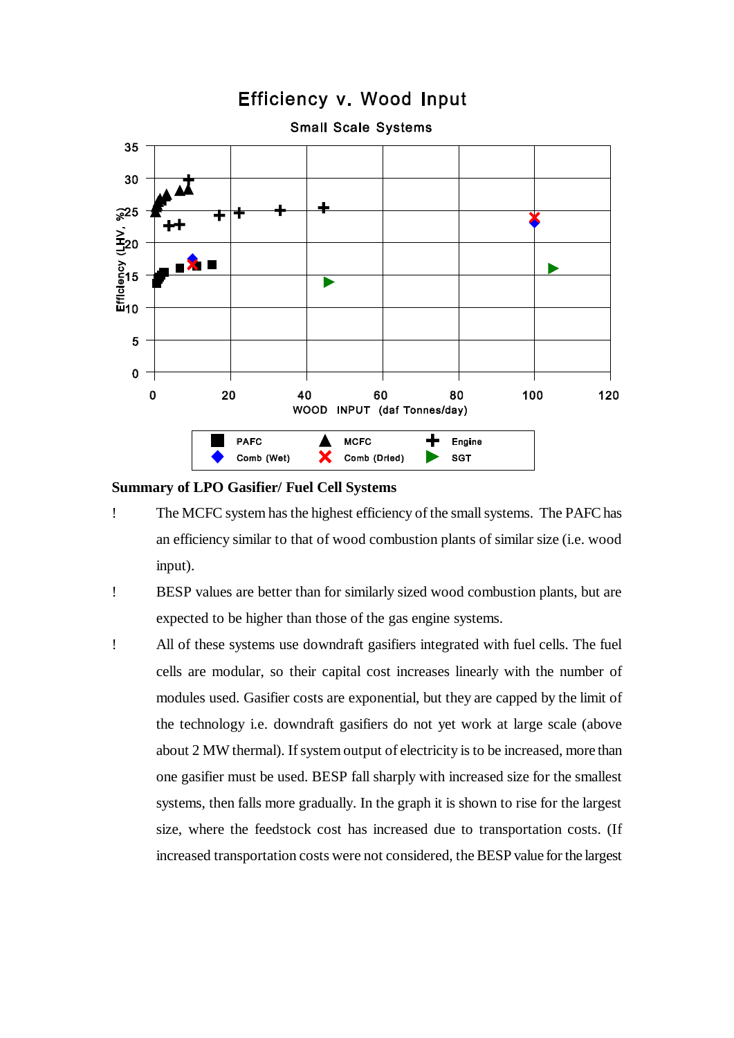Efficiency v. Wood Input

Small Scale Systems

Summary of LPO Gasifier/ Fuel Cell Systems

- The MCFC system has the highest efficiency of the small systems. The PAFC has an efficiency similar to that of wood combustion plants of similar size (i.e. wood input).
- BESP values are better than for similarly sized wood combustion plants, but are expected to be higher than those of the gas engine systems.
- All of these systems use downdraft gasifiers integrated with fuel cells. The fuel cells are modular, so their capital cost increases linearly with the number of modules used. Gasifier costs are exponential, but they are capped by the limit of the technology i.e. downdraft gasifiers do not yet work at large scale (above about 2 MW thermal). If system output of electricity is to be increased, more than one gasifier must be used. BESP fall sharply with increased size for the smallest systems, then falls more gradually. In the graph it is shown to rise for the largest size, where the feedstock cost has increased due to transportation costs. (If increased transportation costs were not considered, the BESP value for the largest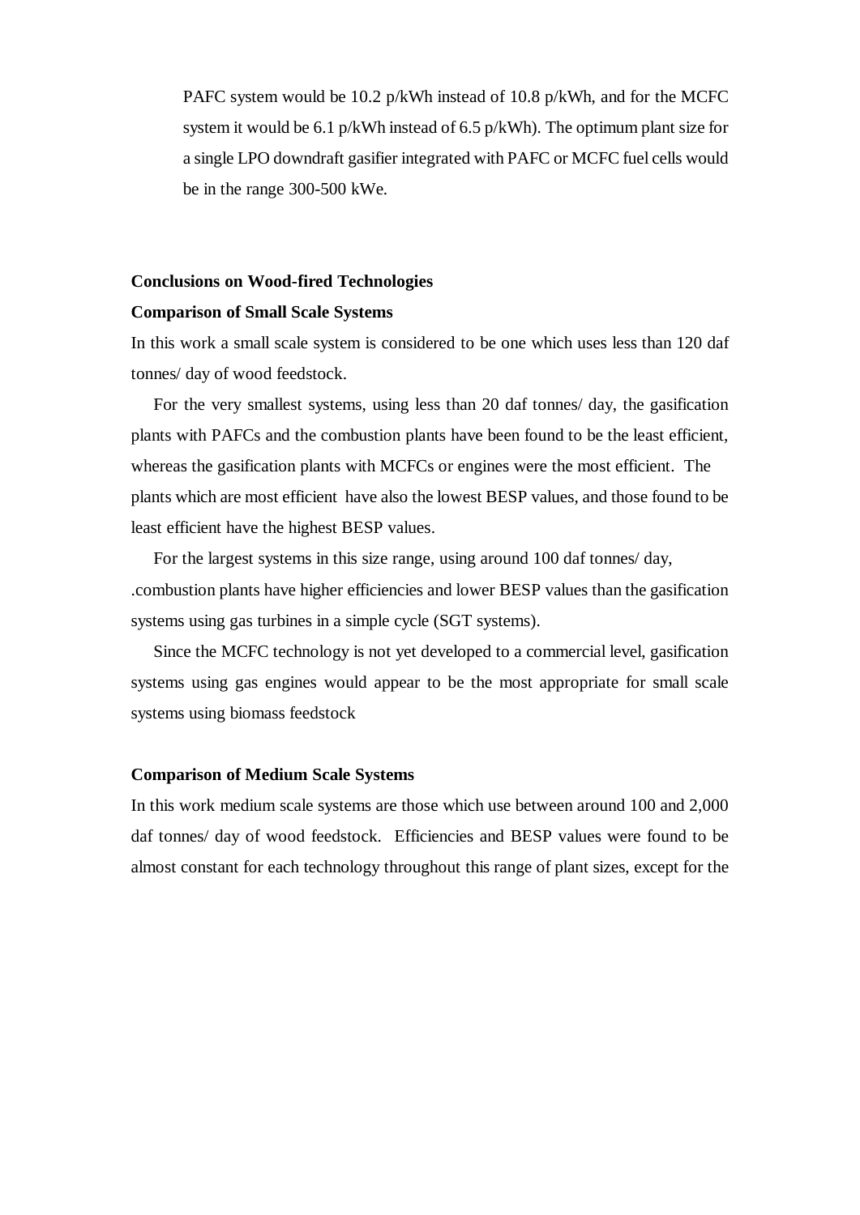PAFC system would be 10.2 p/kWh instead of 10.8 p/kWh, and for the MCFC system it would be 6.1 p/kWh instead of 6.5 p/kWh). The optimum plant size for a single LPO downdraft gasifier integrated with PAFC or MCFC fuel cells would be in the range 300-500 kWe.

**Conclusions on Wood-fired Technologies**

**Comparison of Small Scale Systems**

In this work a small scale system is considered to be one which uses less than 120 daf tonnes/ day of wood feedstock.

For the very smallest systems, using less than 20 daf tonnes/ day, the gasification plants with PAFCs and the combustion plants have been found to be the least efficient, whereas the gasification plants with MCFCs or engines were the most efficient. The plants which are most efficient have also the lowest BESP values, and those found to be least efficient have the highest BESP values.

For the largest systems in this size range, using around 100 daf tonnes/ day, .combustion plants have higher efficiencies and lower BESP values than the gasification systems using gas turbines in a simple cycle (SGT systems).

Since the MCFC technology is not yet developed to a commercial level, gasification systems using gas engines would appear to be the most appropriate for small scale systems using biomass feedstock

**Comparison of Medium Scale Systems**

In this work medium scale systems are those which use between around 100 and 2,000 daf tonnes/ day of wood feedstock. Efficiencies and BESP values were found to be almost constant for each technology throughout this range of plant sizes, except for the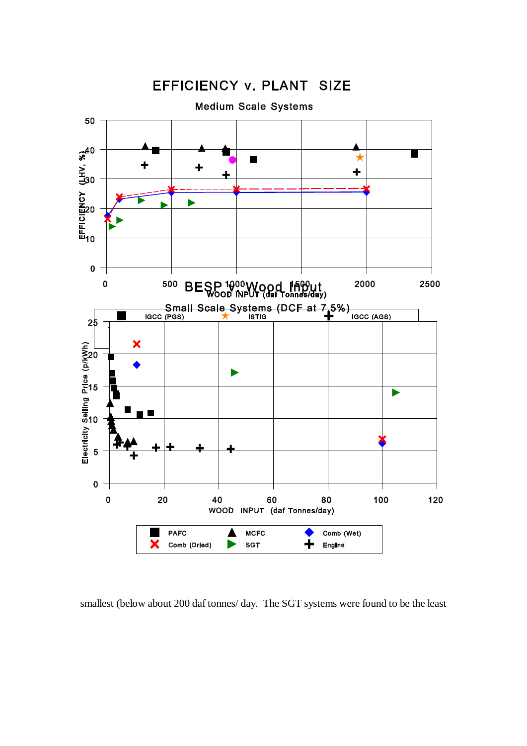EFFICIENCY v. PLANT SIZE

Medium Scale Systems

BESP v. Wood Input

Small Scale Systems (DCF at 7.5%)

IGCC (PGS) ISTIG IGCC (AGS)

PAFC MCFC Comb (Wet) Comb (Dried) SGT Engine

smallest (below about 200 daf tonnes/ day. The SGT systems were found to be the least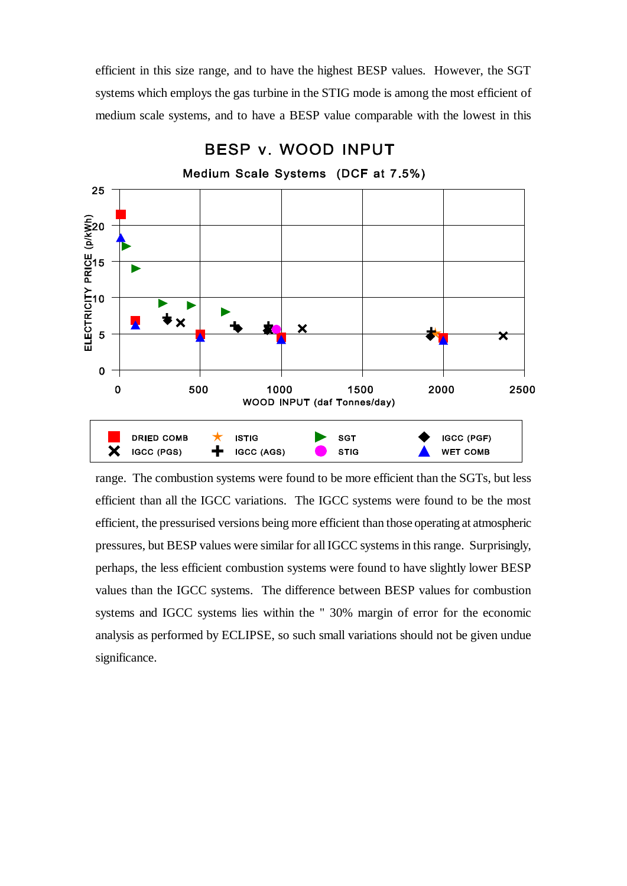efficient in this size range, and to have the highest BESP values. However, the SGT systems which employs the gas turbine in the STIG mode is among the most efficient of medium scale systems, and to have a BESP value comparable with the lowest in this

range. The combustion systems were found to be more efficient than the SGTs, but less efficient than all the IGCC variations. The IGCC systems were found to be the most efficient, the pressurised versions being more efficient than those operating at atmospheric pressures, but BESP values were similar for all IGCC systems in this range. Surprisingly, perhaps, the less efficient combustion systems were found to have slightly lower BESP values than the IGCC systems. The difference between BESP values for combustion systems and IGCC systems lies within the " 30% margin of error for the economic analysis as performed by ECLIPSE, so such small variations should not be given undue significance.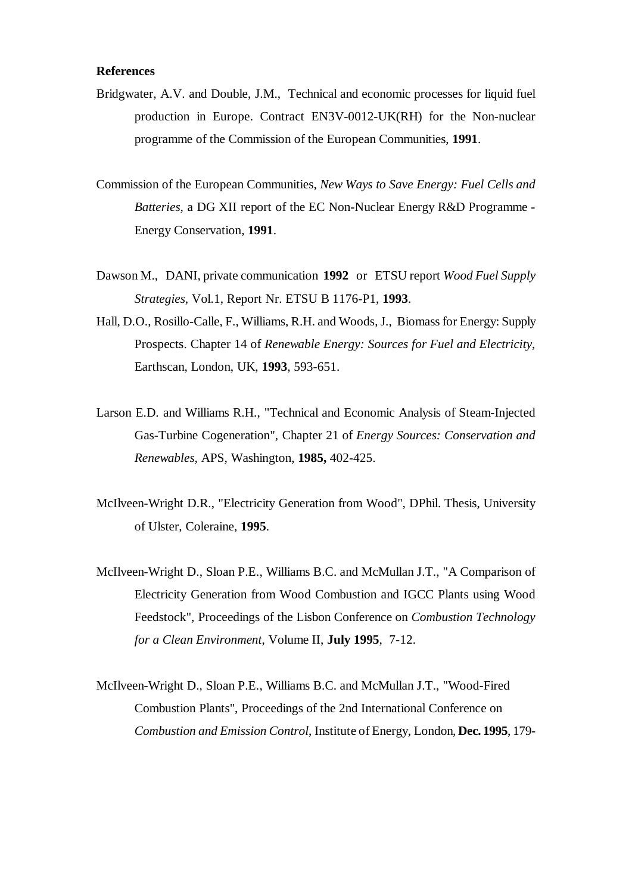**References**

Bridgwater, A.V. and Double, J.M., Technical and economic processes for liquid fuel production in Europe. Contract EN3V-0012-UK(RH) for the Non-nuclear programme of the Commission of the European Communities, **1991**.

Commission of the European Communities, *New Ways to Save Energy: Fuel Cells and Batteries*, a DG XII report of the EC Non-Nuclear Energy R&D Programme - Energy Conservation, **1991**.

Dawson M., DANI, private communication **1992** or ETSU report *Wood Fuel Supply Strategies*, Vol.1, Report Nr. ETSU B 1176-P1, **1993**.

Hall, D.O., Rosillo-Calle, F., Williams, R.H. and Woods, J., Biomass for Energy: Supply Prospects. Chapter 14 of *Renewable Energy: Sources for Fuel and Electricity*, Earthscan, London, UK, **1993**, 593-651.

Larson E.D. and Williams R.H., "Technical and Economic Analysis of Steam-Injected Gas-Turbine Cogeneration", Chapter 21 of *Energy Sources: Conservation and Renewables*, APS, Washington, **1985,** 402-425.

McIlveen-Wright D.R., "Electricity Generation from Wood", DPhil. Thesis, University of Ulster, Coleraine, **1995**.

McIlveen-Wright D., Sloan P.E., Williams B.C. and McMullan J.T., "A Comparison of Electricity Generation from Wood Combustion and IGCC Plants using Wood Feedstock", Proceedings of the Lisbon Conference on *Combustion Technology for a Clean Environment*, Volume II, **July 1995**, 7-12.

McIlveen-Wright D., Sloan P.E., Williams B.C. and McMullan J.T., "Wood-Fired Combustion Plants", Proceedings of the 2nd International Conference on *Combustion and Emission Control*, Institute of Energy, London, **Dec. 1995**, 179-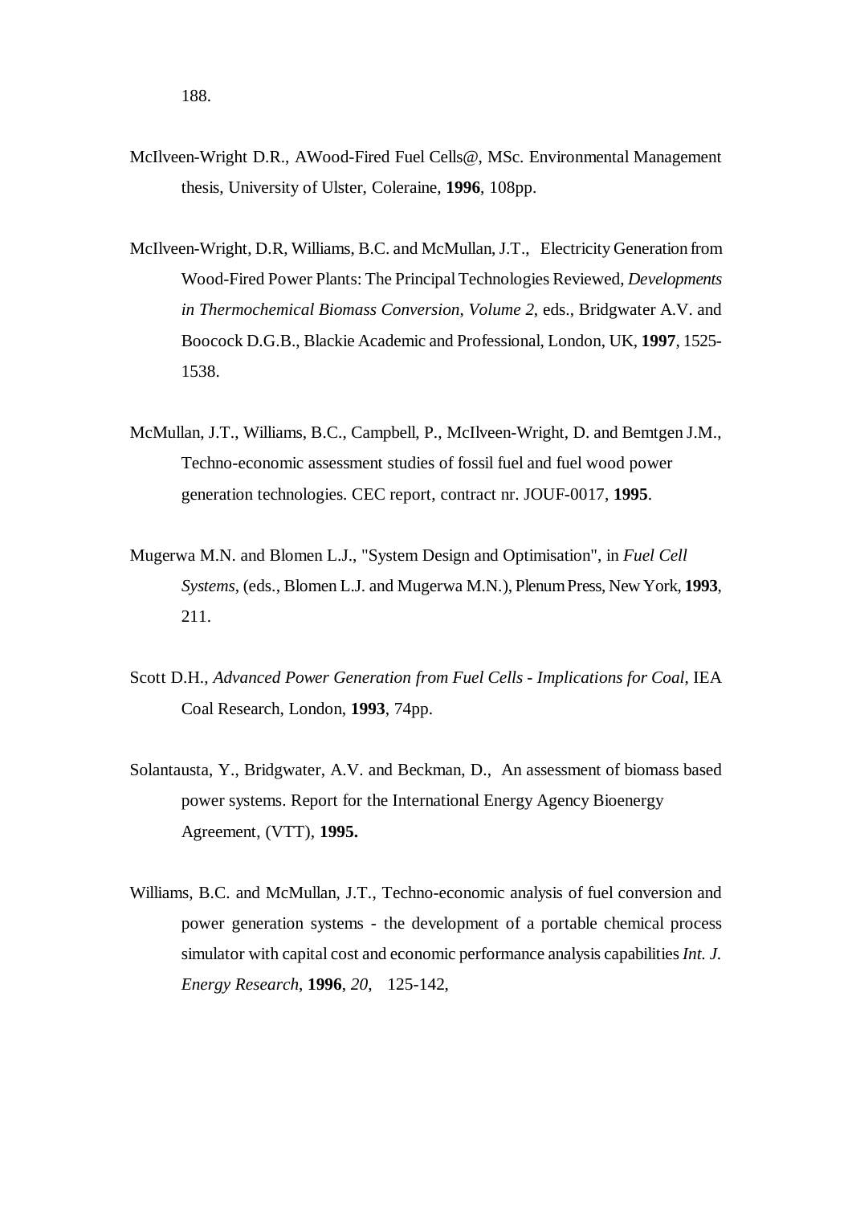188.

McIlveen-Wright D.R., AWood-Fired Fuel Cells@, MSc. Environmental Management thesis, University of Ulster, Coleraine, **1996**, 108pp.

McIlveen-Wright, D.R, Williams, B.C. and McMullan, J.T., Electricity Generation from Wood-Fired Power Plants: The Principal Technologies Reviewed, *Developments in Thermochemical Biomass Conversion*, *Volume 2,* eds., Bridgwater A.V. and Boocock D.G.B., Blackie Academic and Professional, London, UK, **1997**, 1525-1538.

McMullan, J.T., Williams, B.C., Campbell, P., McIlveen-Wright, D. and Bemtgen J.M., Techno-economic assessment studies of fossil fuel and fuel wood power generation technologies. CEC report, contract nr. JOUF-0017, **1995**.

Mugerwa M.N. and Blomen L.J., "System Design and Optimisation", in *Fuel Cell Systems*, (eds., Blomen L.J. and Mugerwa M.N.), Plenum Press, New York, **1993**, 211.

Scott D.H., *Advanced Power Generation from Fuel Cells - Implications for Coal*, IEA Coal Research, London, **1993**, 74pp.

Solantausta, Y., Bridgwater, A.V. and Beckman, D., An assessment of biomass based power systems. Report for the International Energy Agency Bioenergy Agreement, (VTT), **1995.**

Williams, B.C. and McMullan, J.T., Techno-economic analysis of fuel conversion and power generation systems - the development of a portable chemical process simulator with capital cost and economic performance analysis capabilities *Int. J. Energy Research*, **1996**, *20*, 125-142,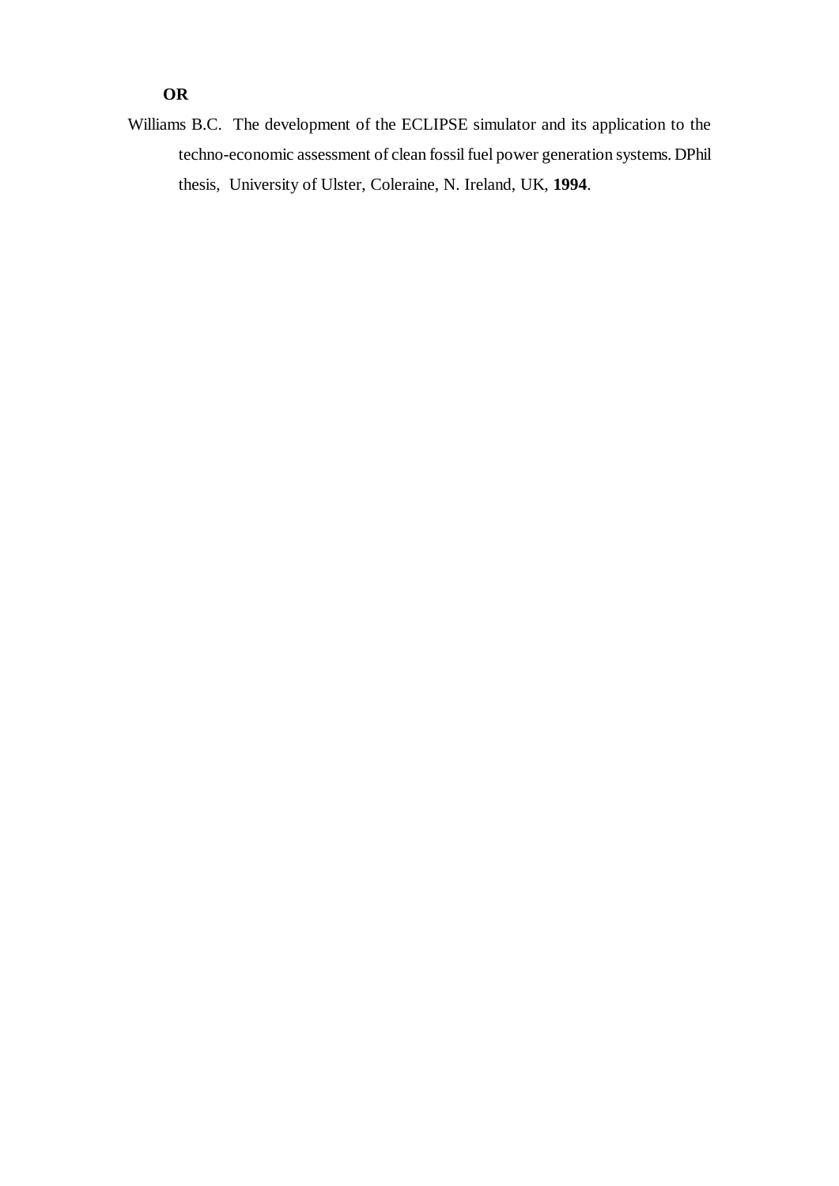**OR**

Williams B.C. The development of the ECLIPSE simulator and its application to the techno-economic assessment of clean fossil fuel power generation systems. DPhil thesis, University of Ulster, Coleraine, N. Ireland, UK, **1994**.